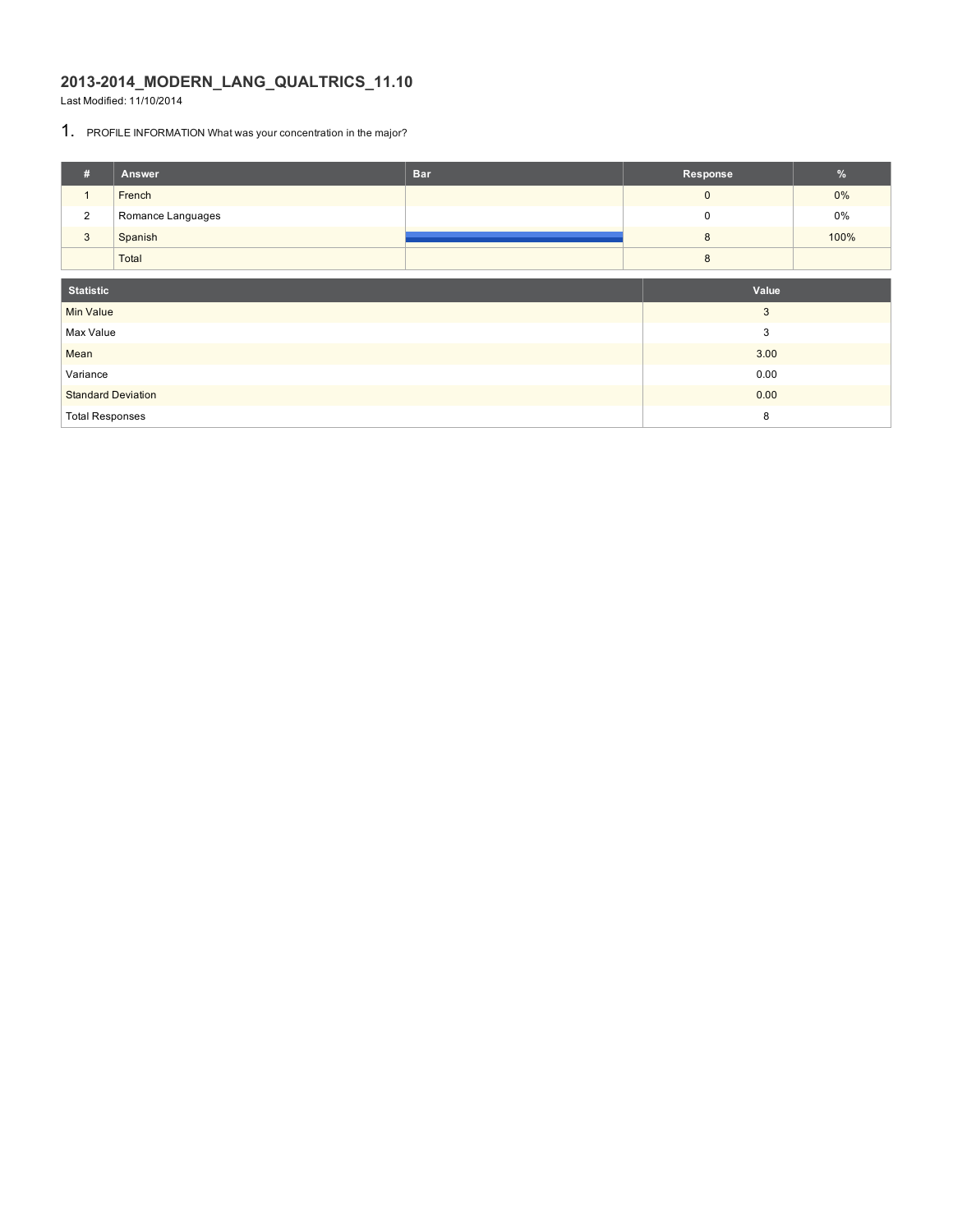# 2013-2014_MODERN_LANG_QUALTRICS_11.10

Last Modified: 11/10/2014

## 1. PROFILE INFORMATION What was your concentration in the major?

| # | Answer | Bar | Response | % |
|---|---|---|---|---|
| 1 | French | | 0 | 0% |
| 2 | Romance Languages | | 0 | 0% |
| 3 | Spanish | | 8 | 100% |
| | Total | | 8 | |

| Statistic | Value |
|---|---|
| Min Value | 3 |
| Max Value | 3 |
| Mean | 3.00 |
| Variance | 0.00 |
| Standard Deviation | 0.00 |
| Total Responses | 8 |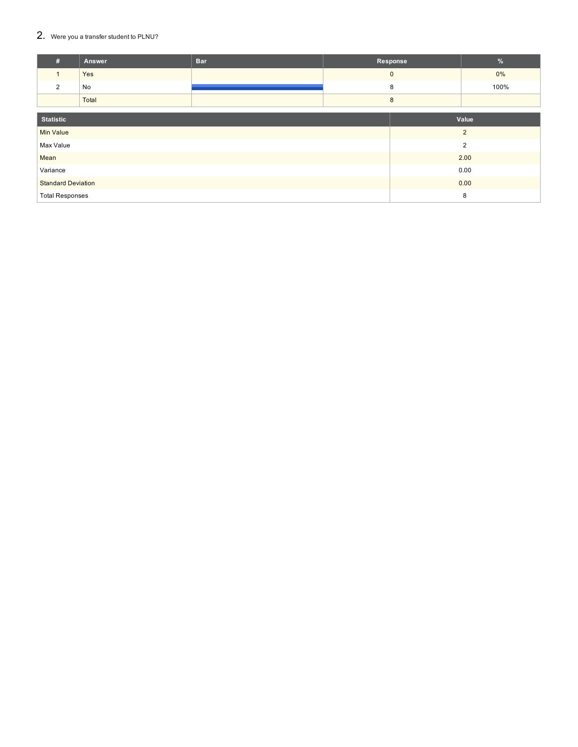## 2. Were you a transfer student to PLNU?

| # | Answer | Bar | Response | % |
|---|---|---|---|---|
| 1 | Yes | | 0 | 0% |
| 2 | No | | 8 | 100% |
| | Total | | 8 | |

| Statistic | Value |
|---|---|
| Min Value | 2 |
| Max Value | 2 |
| Mean | 2.00 |
| Variance | 0.00 |
| Standard Deviation | 0.00 |
| Total Responses | 8 |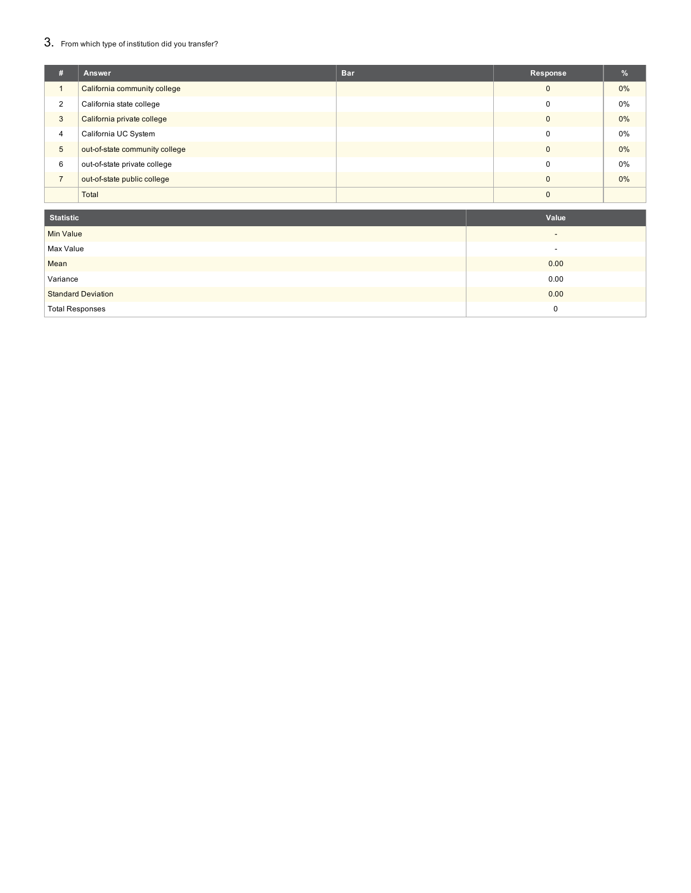## 3. From which type of institution did you transfer?

| # | Answer | Bar | Response | % |
|---|---|---|---|---|
| 1 | California community college | | 0 | 0% |
| 2 | California state college | | 0 | 0% |
| 3 | California private college | | 0 | 0% |
| 4 | California UC System | | 0 | 0% |
| 5 | out-of-state community college | | 0 | 0% |
| 6 | out-of-state private college | | 0 | 0% |
| 7 | out-of-state public college | | 0 | 0% |
| | Total | | 0 | |

| Statistic | Value |
|---|---|
| Min Value | - |
| Max Value | - |
| Mean | 0.00 |
| Variance | 0.00 |
| Standard Deviation | 0.00 |
| Total Responses | 0 |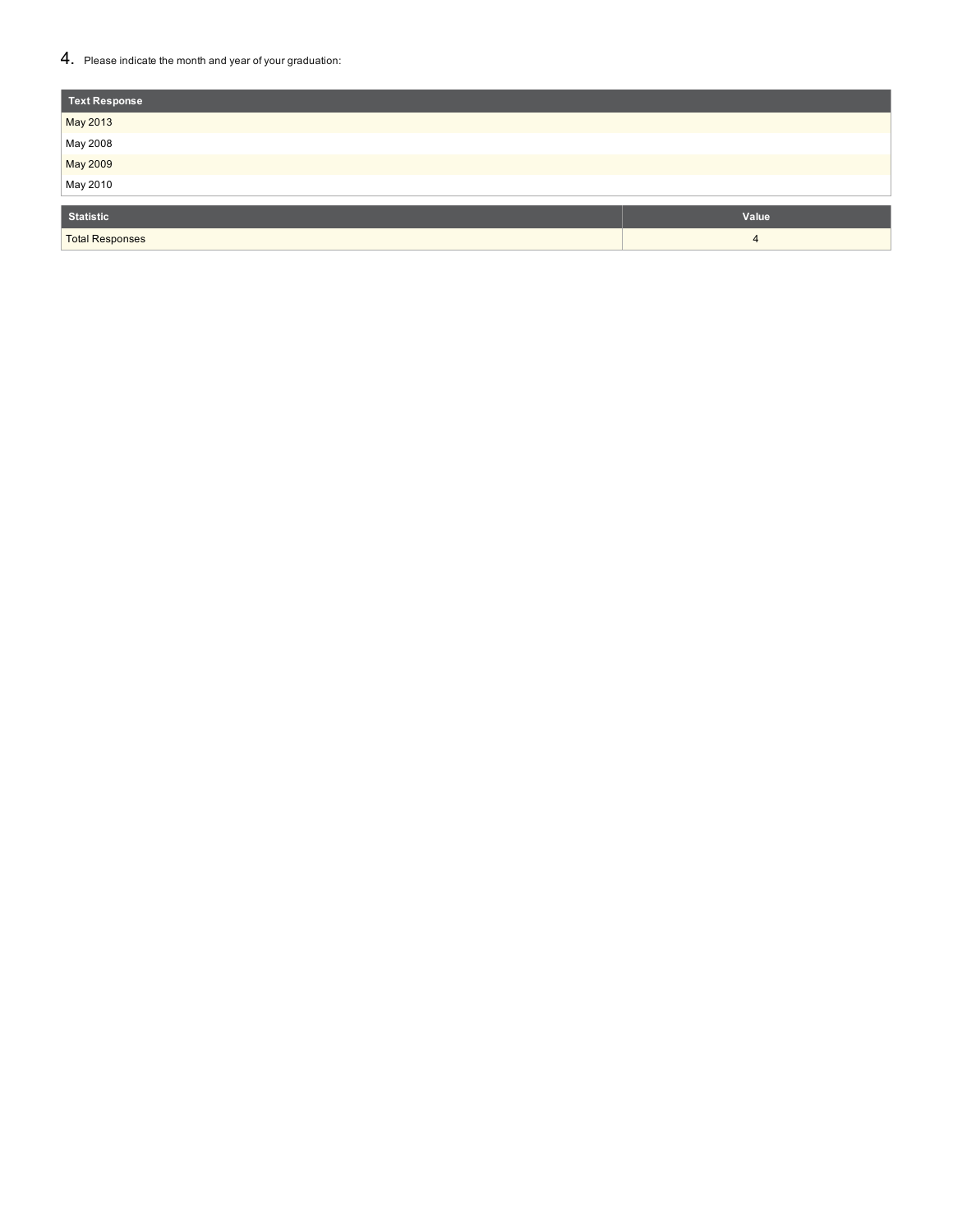4. Please indicate the month and year of your graduation:

| Text Response |
| --- |
| May 2013 |
| May 2008 |
| May 2009 |
| May 2010 |

| Statistic | Value |
| --- | --- |
| Total Responses | 4 |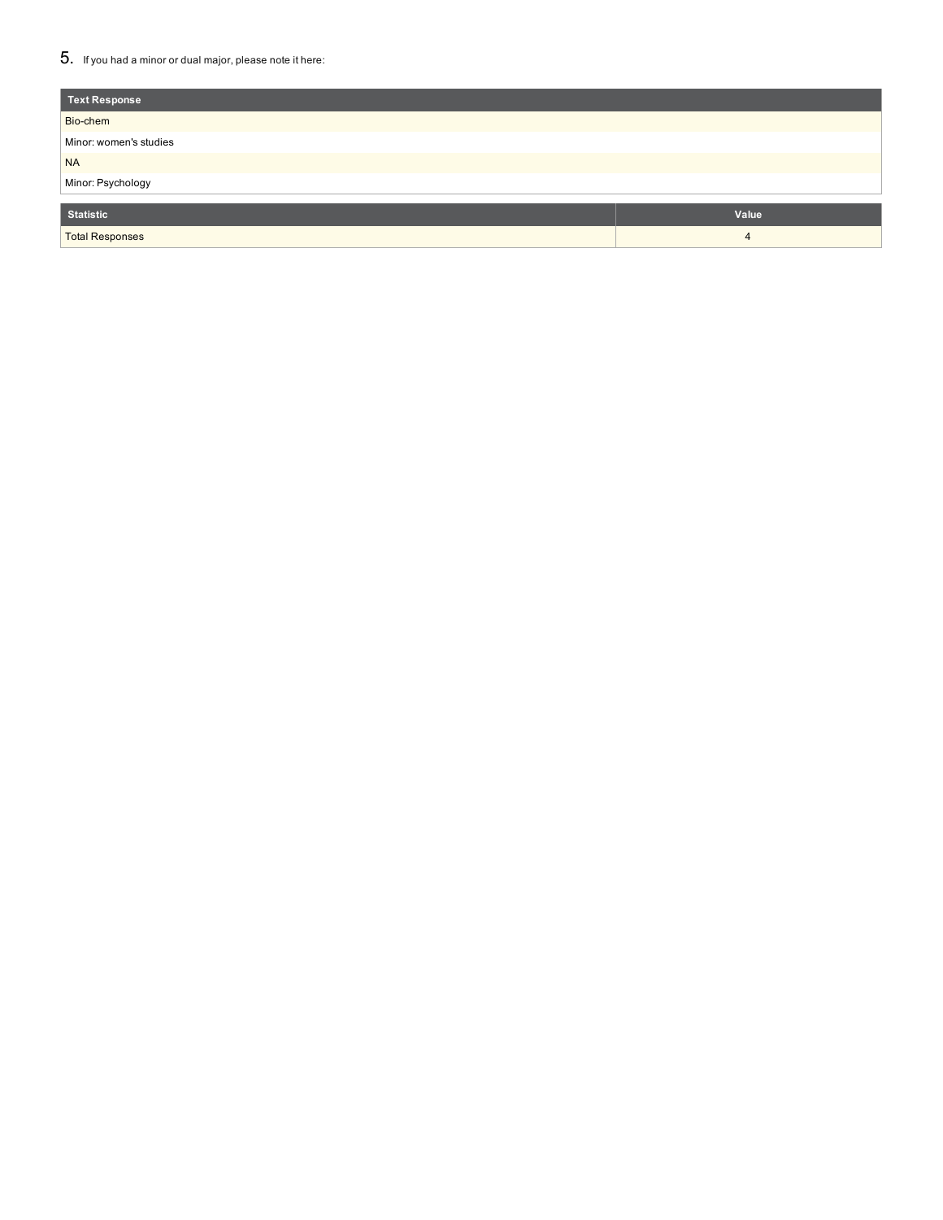5. If you had a minor or dual major, please note it here:

| Text Response |
| --- |
| Bio-chem |
| Minor: women's studies |
| NA |
| Minor: Psychology |

| Statistic | Value |
| --- | --- |
| Total Responses | 4 |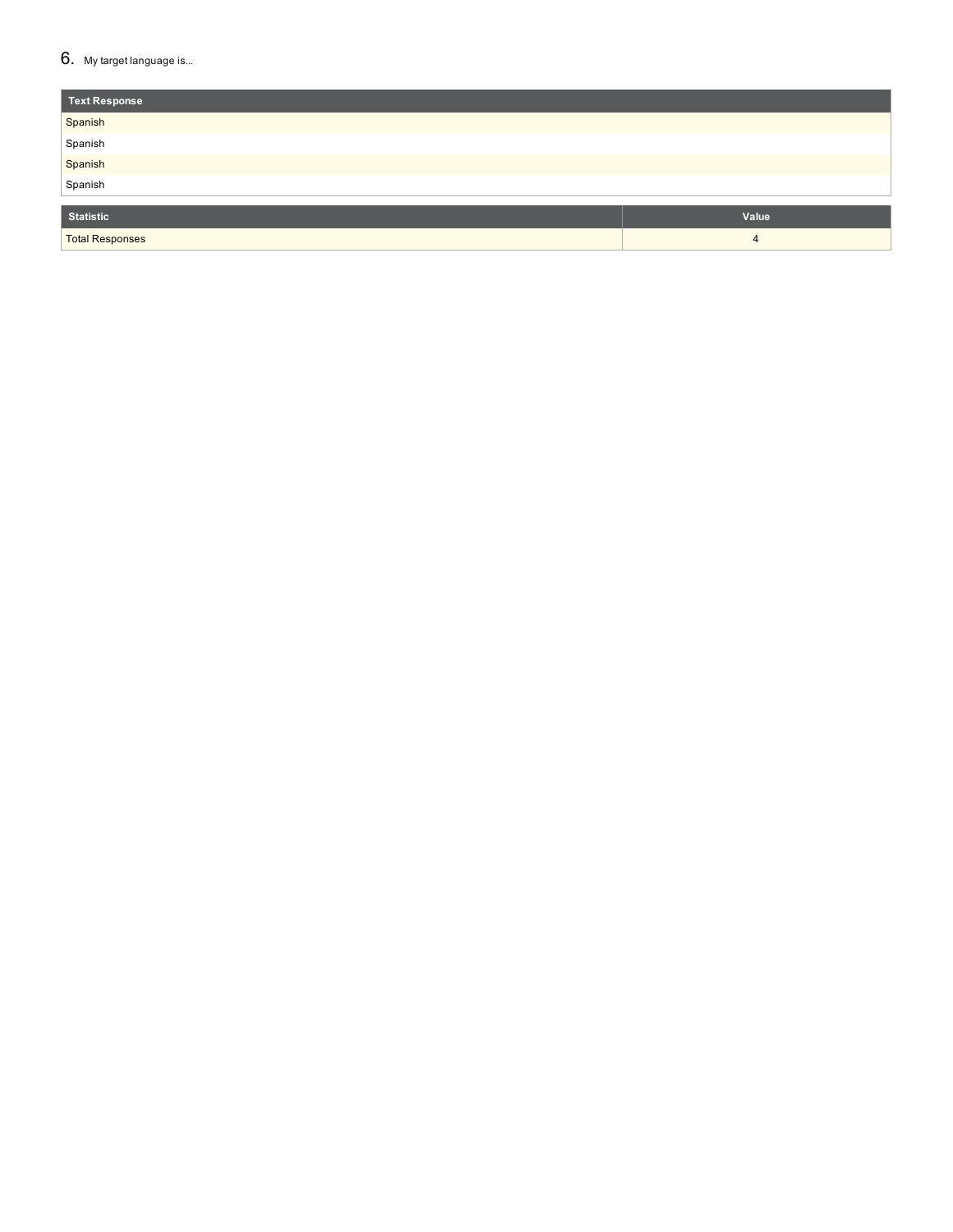6. My target language is...

| Text Response |
| --- |
| Spanish |
| Spanish |
| Spanish |
| Spanish |

| Statistic | Value |
| --- | --- |
| Total Responses | 4 |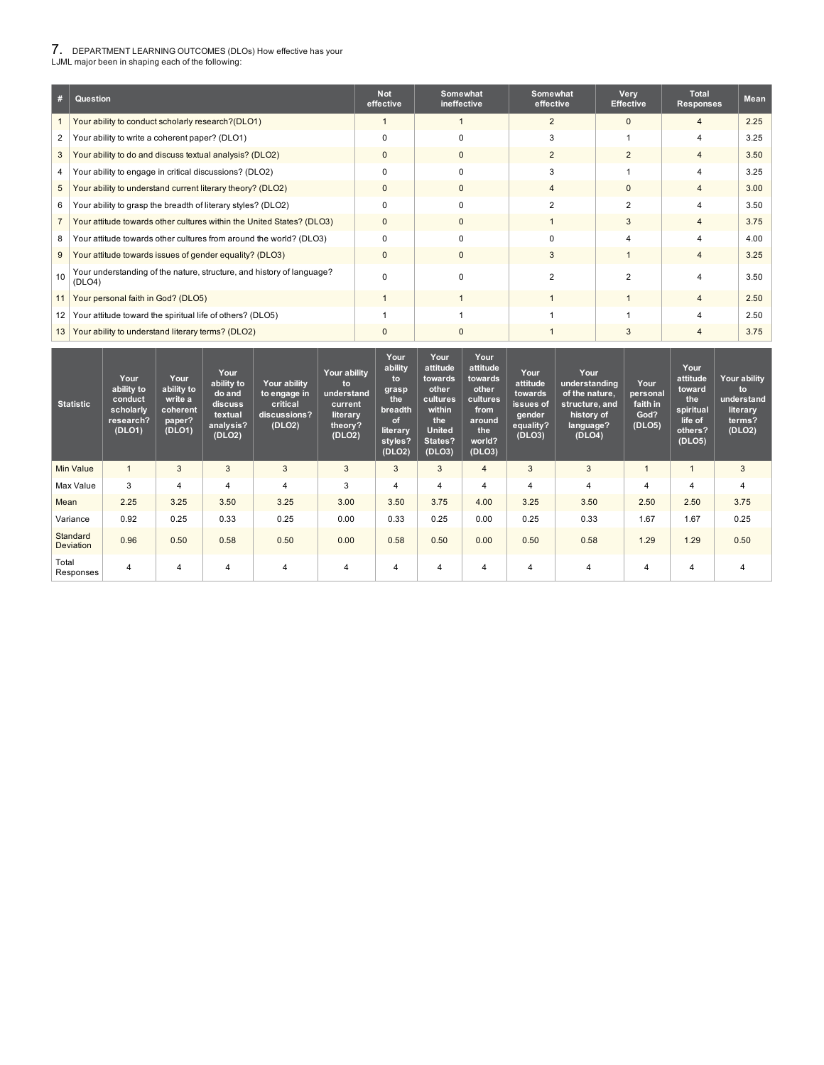7. DEPARTMENT LEARNING OUTCOMES (DLOs) How effective has your LJML major been in shaping each of the following:

| # | Question | Not effective | Somewhat ineffective | Somewhat effective | Very Effective | Total Responses | Mean |
|---|---|---|---|---|---|---|---|
| 1 | Your ability to conduct scholarly research?(DLO1) | 1 | 1 | 2 | 0 | 4 | 2.25 |
| 2 | Your ability to write a coherent paper? (DLO1) | 0 | 0 | 3 | 1 | 4 | 3.25 |
| 3 | Your ability to do and discuss textual analysis? (DLO2) | 0 | 0 | 2 | 2 | 4 | 3.50 |
| 4 | Your ability to engage in critical discussions? (DLO2) | 0 | 0 | 3 | 1 | 4 | 3.25 |
| 5 | Your ability to understand current literary theory? (DLO2) | 0 | 0 | 4 | 0 | 4 | 3.00 |
| 6 | Your ability to grasp the breadth of literary styles? (DLO2) | 0 | 0 | 2 | 2 | 4 | 3.50 |
| 7 | Your attitude towards other cultures within the United States? (DLO3) | 0 | 0 | 1 | 3 | 4 | 3.75 |
| 8 | Your attitude towards other cultures from around the world? (DLO3) | 0 | 0 | 0 | 4 | 4 | 4.00 |
| 9 | Your attitude towards issues of gender equality? (DLO3) | 0 | 0 | 3 | 1 | 4 | 3.25 |
| 10 | Your understanding of the nature, structure, and history of language? (DLO4) | 0 | 0 | 2 | 2 | 4 | 3.50 |
| 11 | Your personal faith in God? (DLO5) | 1 | 1 | 1 | 1 | 4 | 2.50 |
| 12 | Your attitude toward the spiritual life of others? (DLO5) | 1 | 1 | 1 | 1 | 4 | 2.50 |
| 13 | Your ability to understand literary terms? (DLO2) | 0 | 0 | 1 | 3 | 4 | 3.75 |

| Statistic | Your ability to conduct scholarly research? (DLO1) | Your ability to write a coherent paper? (DLO1) | Your ability to do and discuss textual analysis? (DLO2) | Your ability to engage in critical discussions? (DLO2) | Your ability to understand current literary theory? (DLO2) | Your ability to grasp the breadth of literary styles? (DLO2) | Your attitude towards other cultures within the United States? (DLO3) | Your attitude towards other cultures from around the world? (DLO3) | Your attitude towards issues of gender equality? (DLO3) | Your understanding of the nature, structure, and history of language? (DLO4) | Your personal faith in God? (DLO5) | Your attitude toward the spiritual life of others? (DLO5) | Your ability to understand literary terms? (DLO2) |
|---|---|---|---|---|---|---|---|---|---|---|---|---|---|
| Min Value | 1 | 3 | 3 | 3 | 3 | 3 | 3 | 4 | 3 | 3 | 1 | 1 | 3 |
| Max Value | 3 | 4 | 4 | 4 | 3 | 4 | 4 | 4 | 4 | 4 | 4 | 4 | 4 |
| Mean | 2.25 | 3.25 | 3.50 | 3.25 | 3.00 | 3.50 | 3.75 | 4.00 | 3.25 | 3.50 | 2.50 | 2.50 | 3.75 |
| Variance | 0.92 | 0.25 | 0.33 | 0.25 | 0.00 | 0.33 | 0.25 | 0.00 | 0.25 | 0.33 | 1.67 | 1.67 | 0.25 |
| Standard Deviation | 0.96 | 0.50 | 0.58 | 0.50 | 0.00 | 0.58 | 0.50 | 0.00 | 0.50 | 0.58 | 1.29 | 1.29 | 0.50 |
| Total Responses | 4 | 4 | 4 | 4 | 4 | 4 | 4 | 4 | 4 | 4 | 4 | 4 | 4 |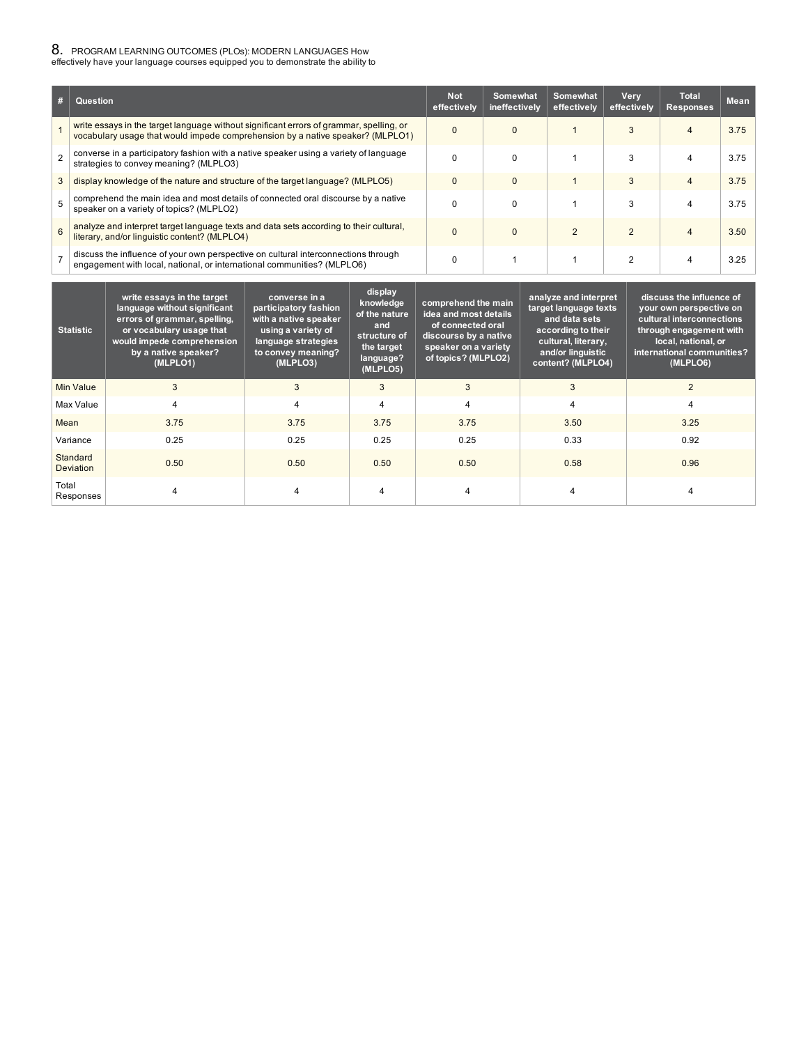## 8. PROGRAM LEARNING OUTCOMES (PLOs): MODERN LANGUAGES How effectively have your language courses equipped you to demonstrate the ability to

| # | Question | Not effectively | Somewhat ineffectively | Somewhat effectively | Very effectively | Total Responses | Mean |
|---|---|---|---|---|---|---|---|
| 1 | write essays in the target language without significant errors of grammar, spelling, or vocabulary usage that would impede comprehension by a native speaker? (MLPLO1) | 0 | 0 | 1 | 3 | 4 | 3.75 |
| 2 | converse in a participatory fashion with a native speaker using a variety of language strategies to convey meaning? (MLPLO3) | 0 | 0 | 1 | 3 | 4 | 3.75 |
| 3 | display knowledge of the nature and structure of the target language? (MLPLO5) | 0 | 0 | 1 | 3 | 4 | 3.75 |
| 5 | comprehend the main idea and most details of connected oral discourse by a native speaker on a variety of topics? (MLPLO2) | 0 | 0 | 1 | 3 | 4 | 3.75 |
| 6 | analyze and interpret target language texts and data sets according to their cultural, literary, and/or linguistic content? (MLPLO4) | 0 | 0 | 2 | 2 | 4 | 3.50 |
| 7 | discuss the influence of your own perspective on cultural interconnections through engagement with local, national, or international communities? (MLPLO6) | 0 | 1 | 1 | 2 | 4 | 3.25 |

| Statistic | write essays in the target language without significant errors of grammar, spelling, or vocabulary usage that would impede comprehension by a native speaker? (MLPLO1) | converse in a participatory fashion with a native speaker using a variety of language strategies to convey meaning? (MLPLO3) | display knowledge of the nature and structure of the target language? (MLPLO5) | comprehend the main idea and most details of connected oral discourse by a native speaker on a variety of topics? (MLPLO2) | analyze and interpret target language texts and data sets according to their cultural, literary, and/or linguistic content? (MLPLO4) | discuss the influence of your own perspective on cultural interconnections through engagement with local, national, or international communities? (MLPLO6) |
|---|---|---|---|---|---|---|
| Min Value | 3 | 3 | 3 | 3 | 3 | 2 |
| Max Value | 4 | 4 | 4 | 4 | 4 | 4 |
| Mean | 3.75 | 3.75 | 3.75 | 3.75 | 3.50 | 3.25 |
| Variance | 0.25 | 0.25 | 0.25 | 0.25 | 0.33 | 0.92 |
| Standard Deviation | 0.50 | 0.50 | 0.50 | 0.50 | 0.58 | 0.96 |
| Total Responses | 4 | 4 | 4 | 4 | 4 | 4 |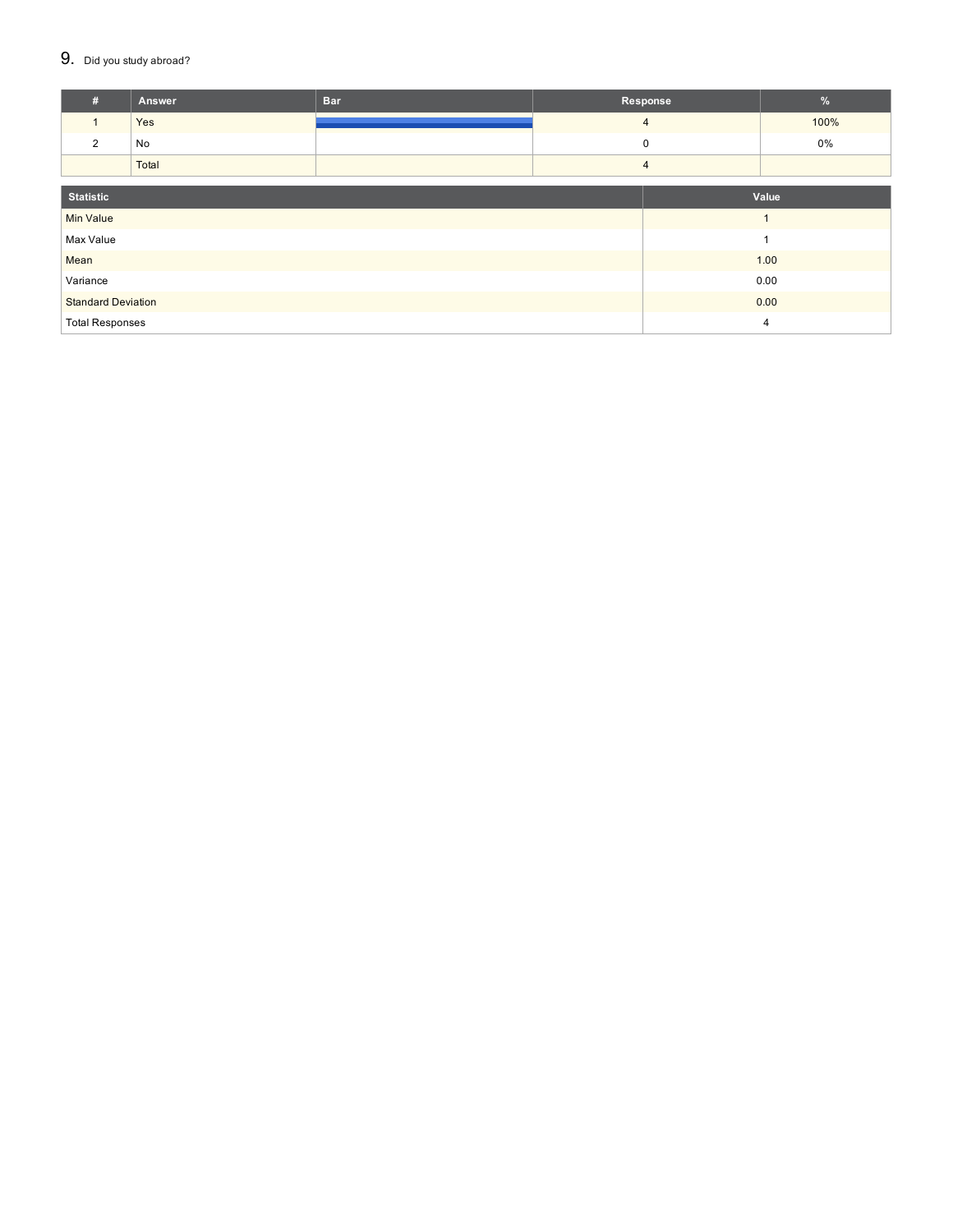## 9. Did you study abroad?

| # | Answer | Bar | Response | % |
|---|---|---|---|---|
| 1 | Yes | | 4 | 100% |
| 2 | No | | 0 | 0% |
| | Total | | 4 | |

| Statistic | Value |
|---|---|
| Min Value | 1 |
| Max Value | 1 |
| Mean | 1.00 |
| Variance | 0.00 |
| Standard Deviation | 0.00 |
| Total Responses | 4 |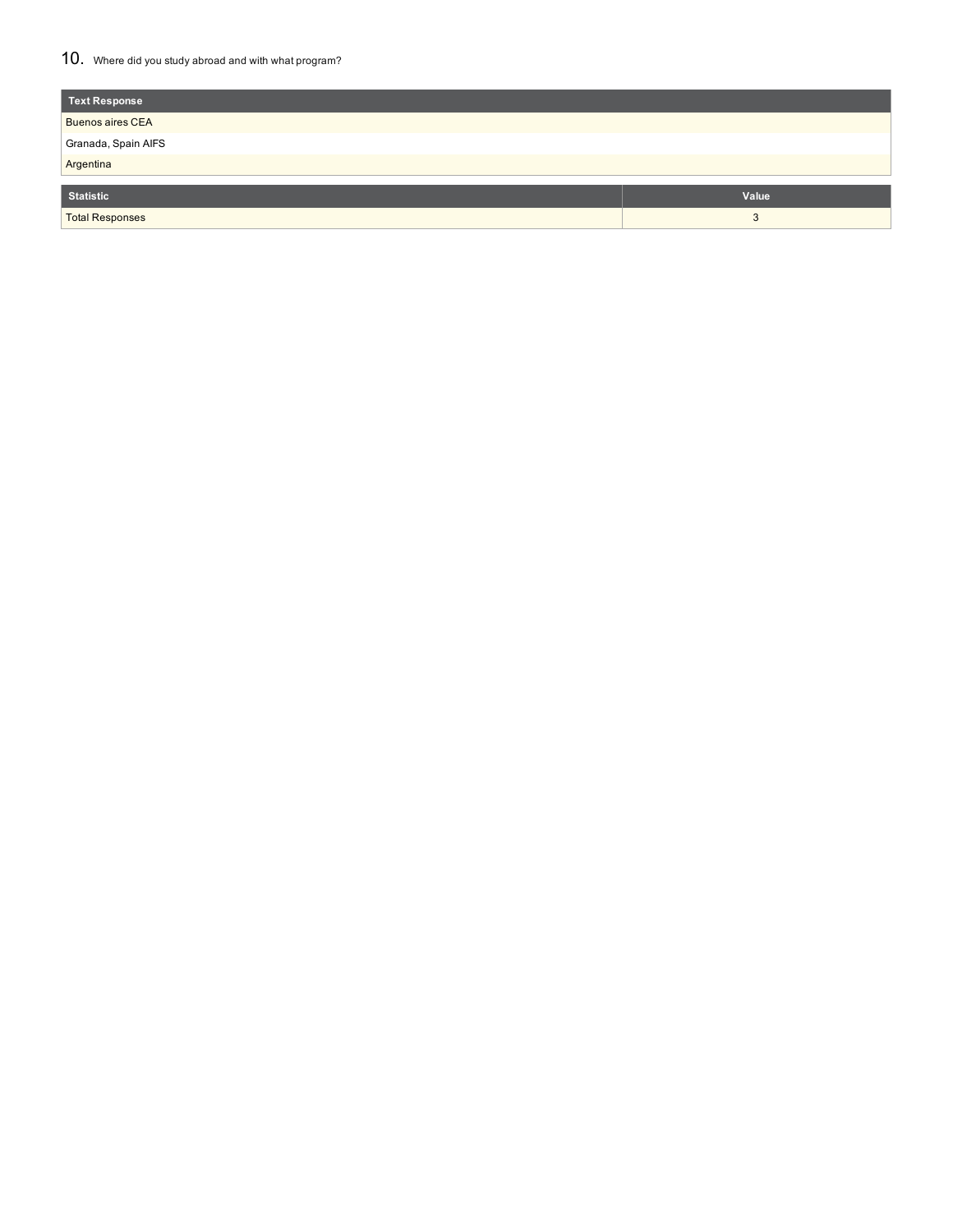## 10. Where did you study abroad and with what program?

| Text Response |
|---|
| Buenos aires CEA |
| Granada, Spain AIFS |
| Argentina |

| Statistic | Value |
|---|---|
| Total Responses | 3 |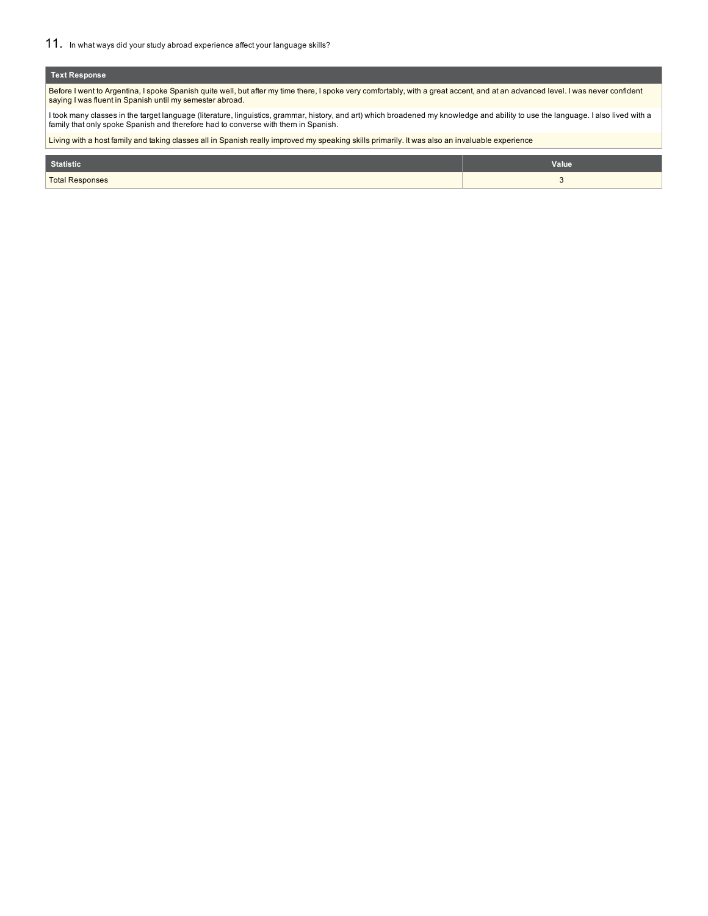## 11. In what ways did your study abroad experience affect your language skills?

| Text Response |
| --- |
| Before I went to Argentina, I spoke Spanish quite well, but after my time there, I spoke very comfortably, with a great accent, and at an advanced level. I was never confident saying I was fluent in Spanish until my semester abroad. |
| I took many classes in the target language (literature, linguistics, grammar, history, and art) which broadened my knowledge and ability to use the language. I also lived with a family that only spoke Spanish and therefore had to converse with them in Spanish. |
| Living with a host family and taking classes all in Spanish really improved my speaking skills primarily. It was also an invaluable experience |

| Statistic | Value |
| --- | --- |
| Total Responses | 3 |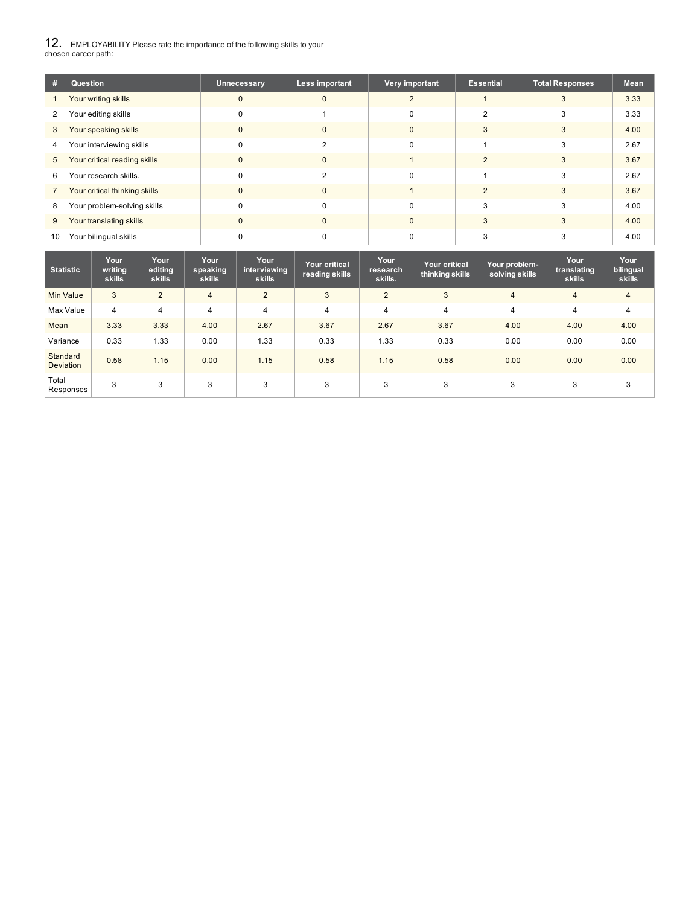12. EMPLOYABILITY Please rate the importance of the following skills to your chosen career path:

| # | Question | Unnecessary | Less important | Very important | Essential | Total Responses | Mean |
|---|---|---|---|---|---|---|---|
| 1 | Your writing skills | 0 | 0 | 2 | 1 | 3 | 3.33 |
| 2 | Your editing skills | 0 | 1 | 0 | 2 | 3 | 3.33 |
| 3 | Your speaking skills | 0 | 0 | 0 | 3 | 3 | 4.00 |
| 4 | Your interviewing skills | 0 | 2 | 0 | 1 | 3 | 2.67 |
| 5 | Your critical reading skills | 0 | 0 | 1 | 2 | 3 | 3.67 |
| 6 | Your research skills. | 0 | 2 | 0 | 1 | 3 | 2.67 |
| 7 | Your critical thinking skills | 0 | 0 | 1 | 2 | 3 | 3.67 |
| 8 | Your problem-solving skills | 0 | 0 | 0 | 3 | 3 | 4.00 |
| 9 | Your translating skills | 0 | 0 | 0 | 3 | 3 | 4.00 |
| 10 | Your bilingual skills | 0 | 0 | 0 | 3 | 3 | 4.00 |

| Statistic | Your writing skills | Your editing skills | Your speaking skills | Your interviewing skills | Your critical reading skills | Your research skills. | Your critical thinking skills | Your problem-solving skills | Your translating skills | Your bilingual skills |
|---|---|---|---|---|---|---|---|---|---|---|
| Min Value | 3 | 2 | 4 | 2 | 3 | 2 | 3 | 4 | 4 | 4 |
| Max Value | 4 | 4 | 4 | 4 | 4 | 4 | 4 | 4 | 4 | 4 |
| Mean | 3.33 | 3.33 | 4.00 | 2.67 | 3.67 | 2.67 | 3.67 | 4.00 | 4.00 | 4.00 |
| Variance | 0.33 | 1.33 | 0.00 | 1.33 | 0.33 | 1.33 | 0.33 | 0.00 | 0.00 | 0.00 |
| Standard Deviation | 0.58 | 1.15 | 0.00 | 1.15 | 0.58 | 1.15 | 0.58 | 0.00 | 0.00 | 0.00 |
| Total Responses | 3 | 3 | 3 | 3 | 3 | 3 | 3 | 3 | 3 | 3 |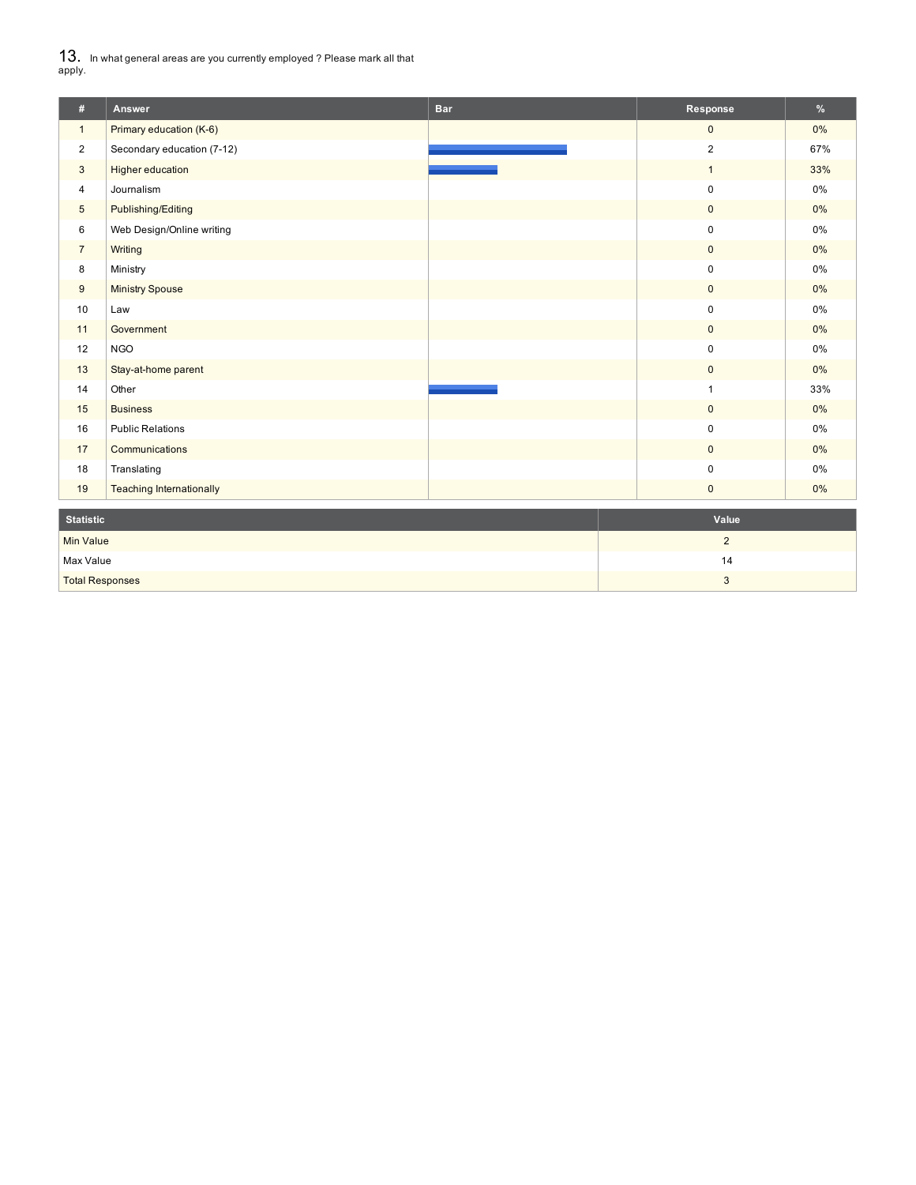## 13. In what general areas are you currently employed ? Please mark all that apply.

| # | Answer | Bar | Response | % |
|---|---|---|---|---|
| 1 | Primary education (K-6) | | 0 | 0% |
| 2 | Secondary education (7-12) | | 2 | 67% |
| 3 | Higher education | | 1 | 33% |
| 4 | Journalism | | 0 | 0% |
| 5 | Publishing/Editing | | 0 | 0% |
| 6 | Web Design/Online writing | | 0 | 0% |
| 7 | Writing | | 0 | 0% |
| 8 | Ministry | | 0 | 0% |
| 9 | Ministry Spouse | | 0 | 0% |
| 10 | Law | | 0 | 0% |
| 11 | Government | | 0 | 0% |
| 12 | NGO | | 0 | 0% |
| 13 | Stay-at-home parent | | 0 | 0% |
| 14 | Other | | 1 | 33% |
| 15 | Business | | 0 | 0% |
| 16 | Public Relations | | 0 | 0% |
| 17 | Communications | | 0 | 0% |
| 18 | Translating | | 0 | 0% |
| 19 | Teaching Internationally | | 0 | 0% |

| Statistic | Value |
|---|---|
| Min Value | 2 |
| Max Value | 14 |
| Total Responses | 3 |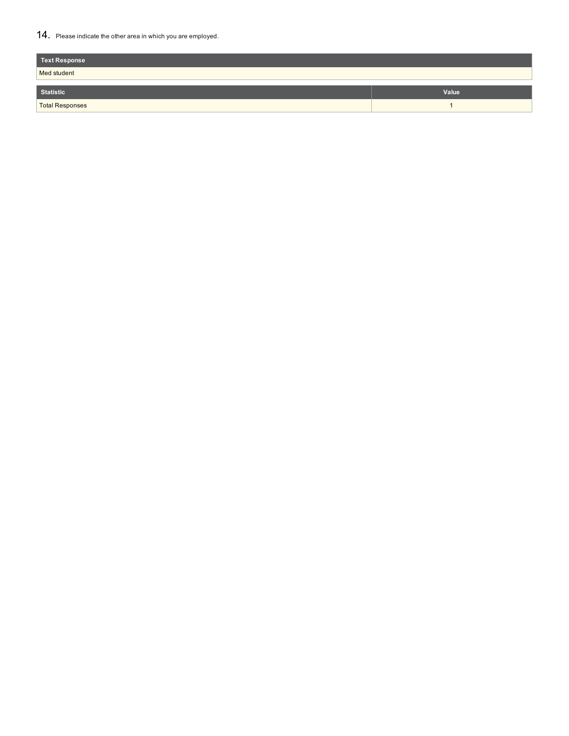14. Please indicate the other area in which you are employed.

| Text Response |
| --- |
| Med student |

| Statistic | Value |
| --- | --- |
| Total Responses | 1 |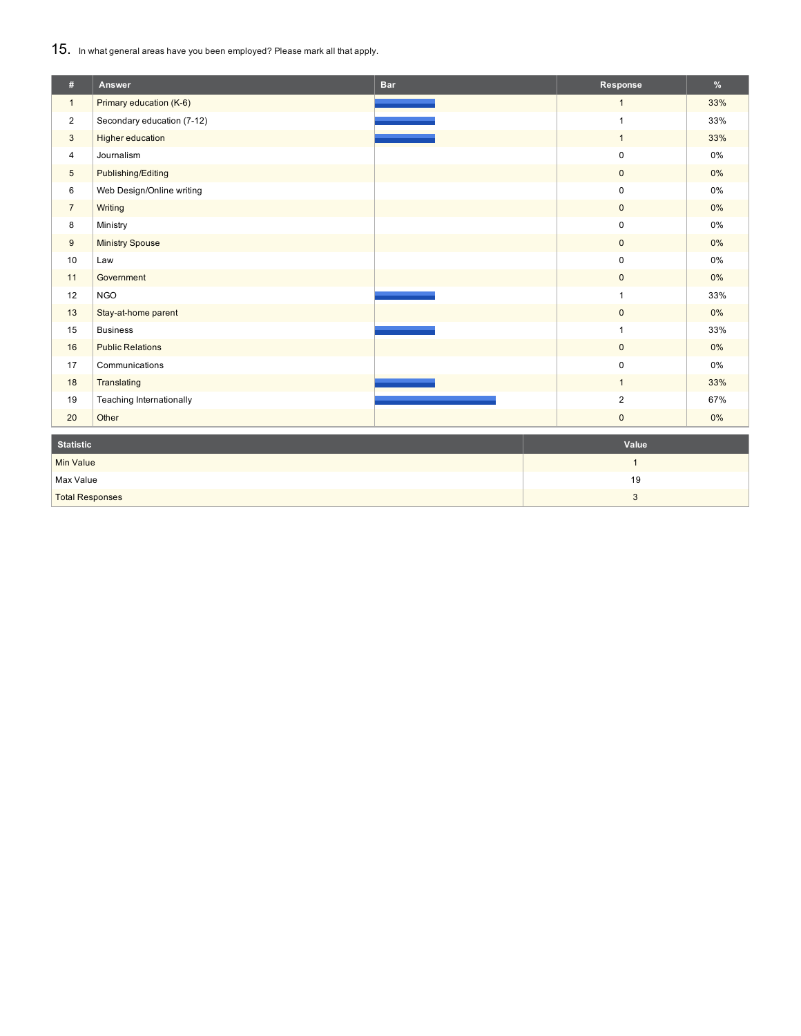## 15. In what general areas have you been employed? Please mark all that apply.

| # | Answer | Bar | Response | % |
|---|---|---|---|---|
| 1 | Primary education (K-6) | | 1 | 33% |
| 2 | Secondary education (7-12) | | 1 | 33% |
| 3 | Higher education | | 1 | 33% |
| 4 | Journalism | | 0 | 0% |
| 5 | Publishing/Editing | | 0 | 0% |
| 6 | Web Design/Online writing | | 0 | 0% |
| 7 | Writing | | 0 | 0% |
| 8 | Ministry | | 0 | 0% |
| 9 | Ministry Spouse | | 0 | 0% |
| 10 | Law | | 0 | 0% |
| 11 | Government | | 0 | 0% |
| 12 | NGO | | 1 | 33% |
| 13 | Stay-at-home parent | | 0 | 0% |
| 15 | Business | | 1 | 33% |
| 16 | Public Relations | | 0 | 0% |
| 17 | Communications | | 0 | 0% |
| 18 | Translating | | 1 | 33% |
| 19 | Teaching Internationally | | 2 | 67% |
| 20 | Other | | 0 | 0% |

| Statistic | Value |
|---|---|
| Min Value | 1 |
| Max Value | 19 |
| Total Responses | 3 |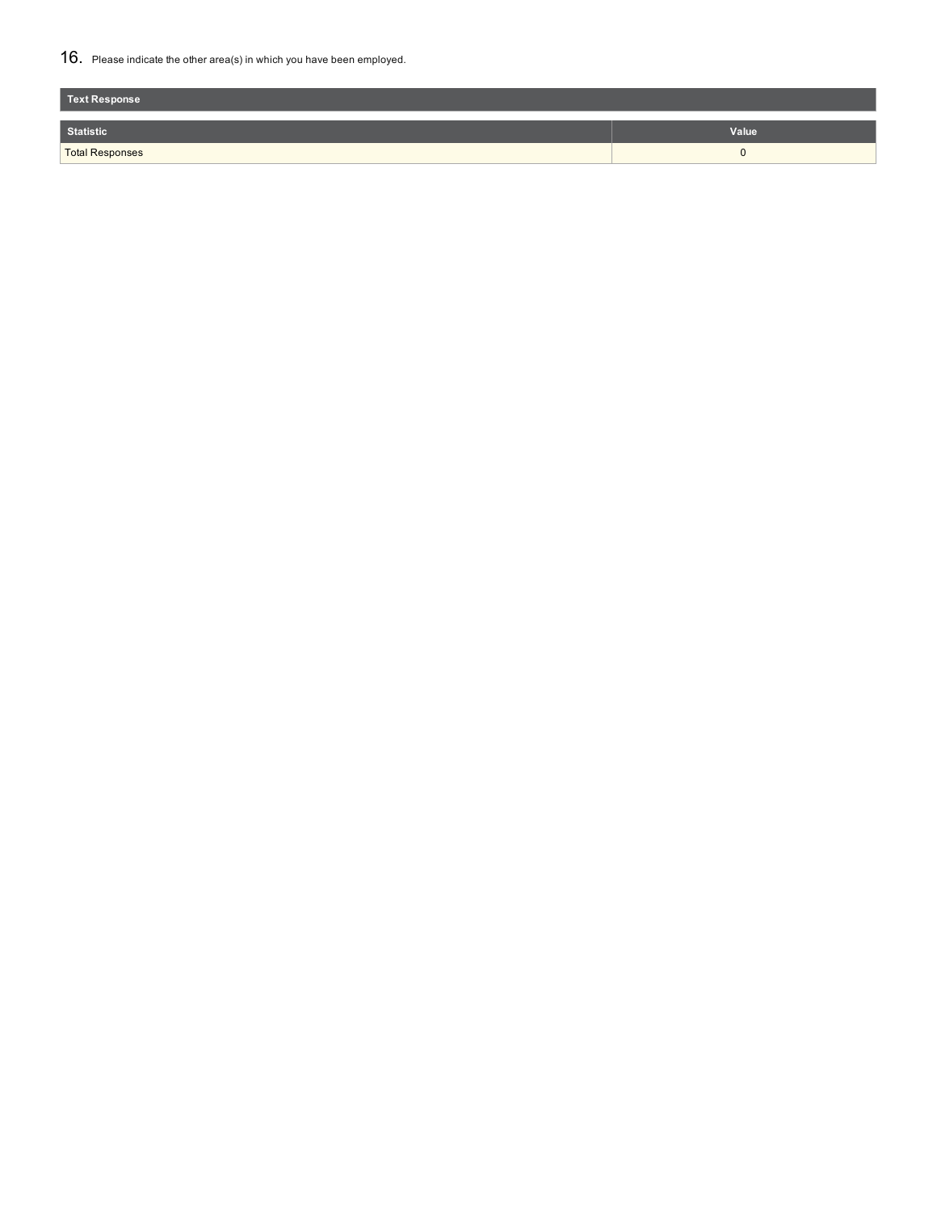16. Please indicate the other area(s) in which you have been employed.

**Text Response**

| Statistic | Value |
|---|---|
| Total Responses | 0 |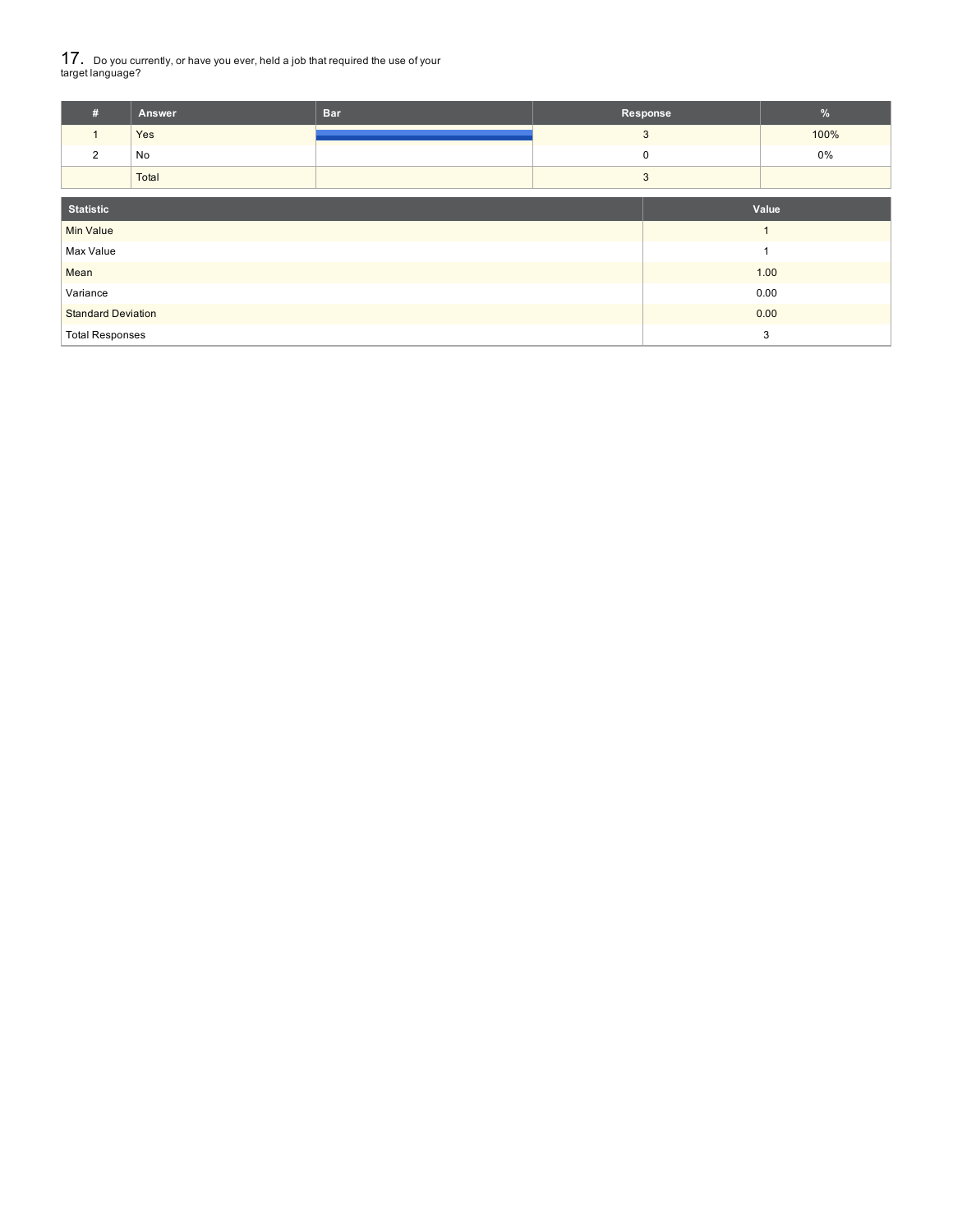## 17. Do you currently, or have you ever, held a job that required the use of your target language?

| # | Answer | Bar | Response | % |
|---|---|---|---|---|
| 1 | Yes | | 3 | 100% |
| 2 | No | | 0 | 0% |
| | Total | | 3 | |

| Statistic | Value |
|---|---|
| Min Value | 1 |
| Max Value | 1 |
| Mean | 1.00 |
| Variance | 0.00 |
| Standard Deviation | 0.00 |
| Total Responses | 3 |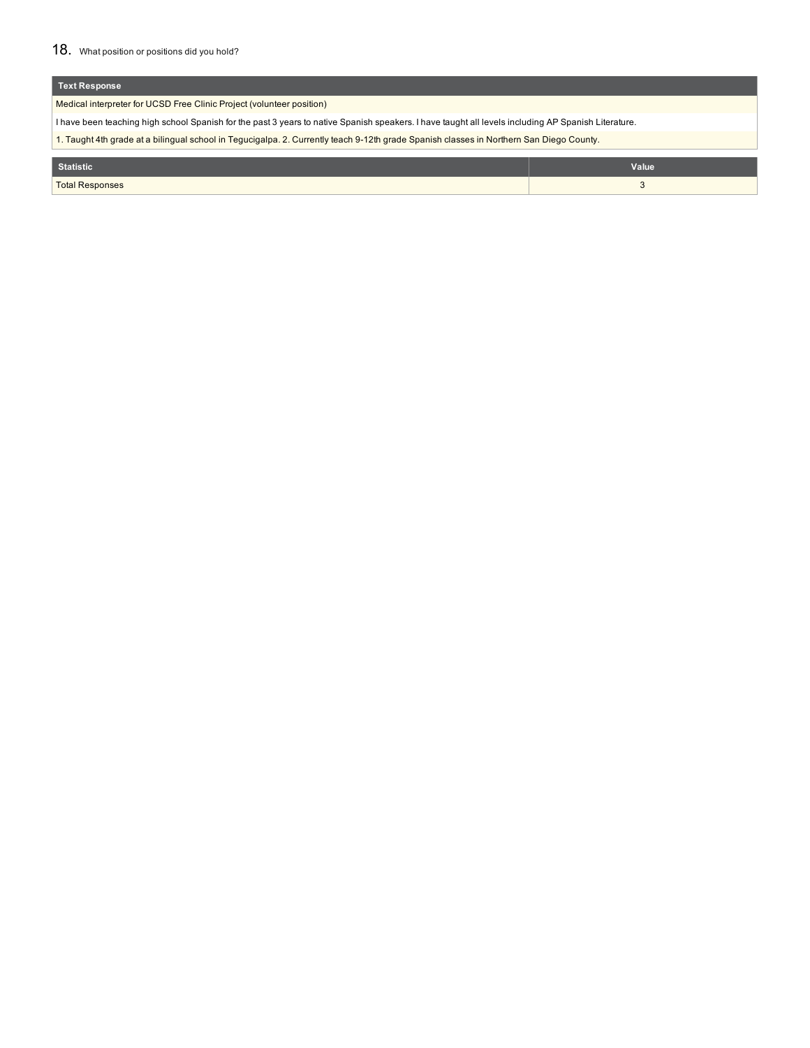## 18. What position or positions did you hold?

| Text Response |
| --- |
| Medical interpreter for UCSD Free Clinic Project (volunteer position) |
| I have been teaching high school Spanish for the past 3 years to native Spanish speakers. I have taught all levels including AP Spanish Literature. |
| 1. Taught 4th grade at a bilingual school in Tegucigalpa. 2. Currently teach 9-12th grade Spanish classes in Northern San Diego County. |

| Statistic | Value |
| --- | --- |
| Total Responses | 3 |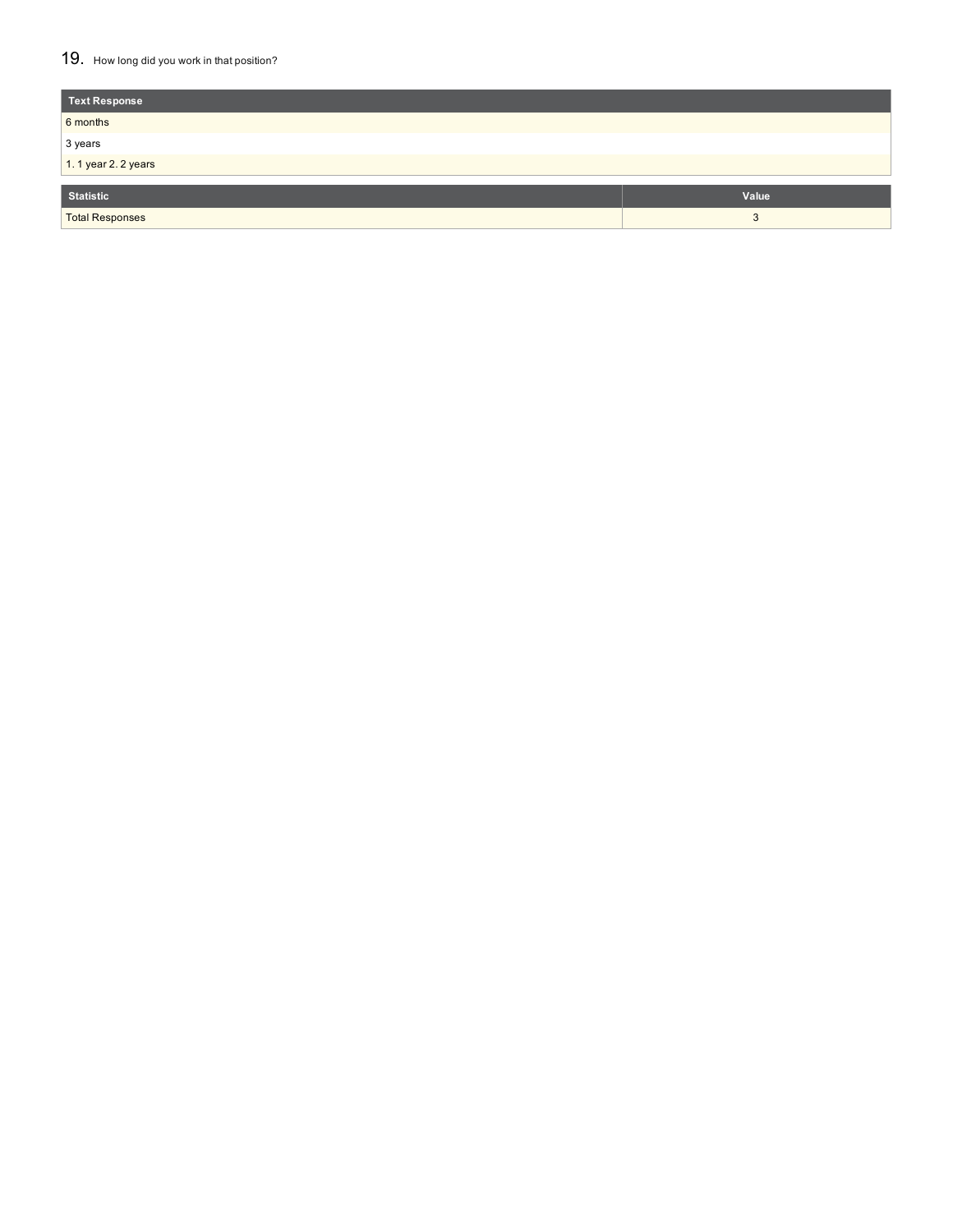## 19. How long did you work in that position?

| Text Response |
| --- |
| 6 months |
| 3 years |
| 1. 1 year 2. 2 years |

| Statistic | Value |
| --- | --- |
| Total Responses | 3 |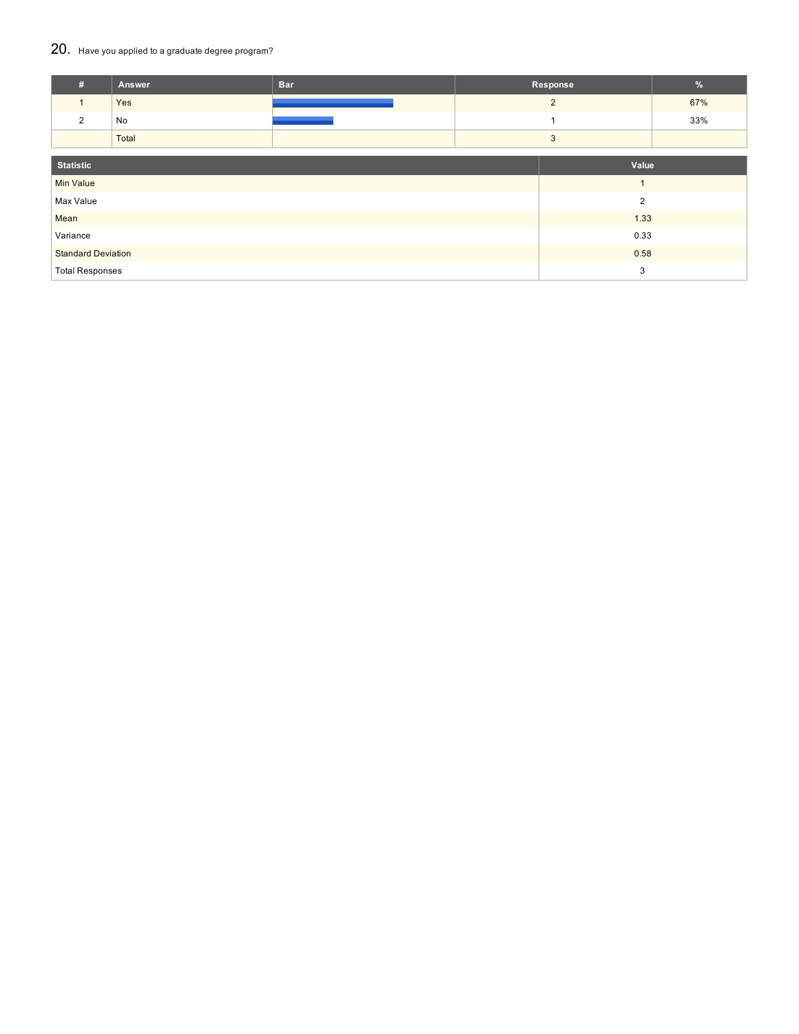## 20. Have you applied to a graduate degree program?

| # | Answer | Bar | Response | % |
|---|---|---|---|---|
| 1 | Yes | | 2 | 67% |
| 2 | No | | 1 | 33% |
| | Total | | 3 | |

| Statistic | Value |
|---|---|
| Min Value | 1 |
| Max Value | 2 |
| Mean | 1.33 |
| Variance | 0.33 |
| Standard Deviation | 0.58 |
| Total Responses | 3 |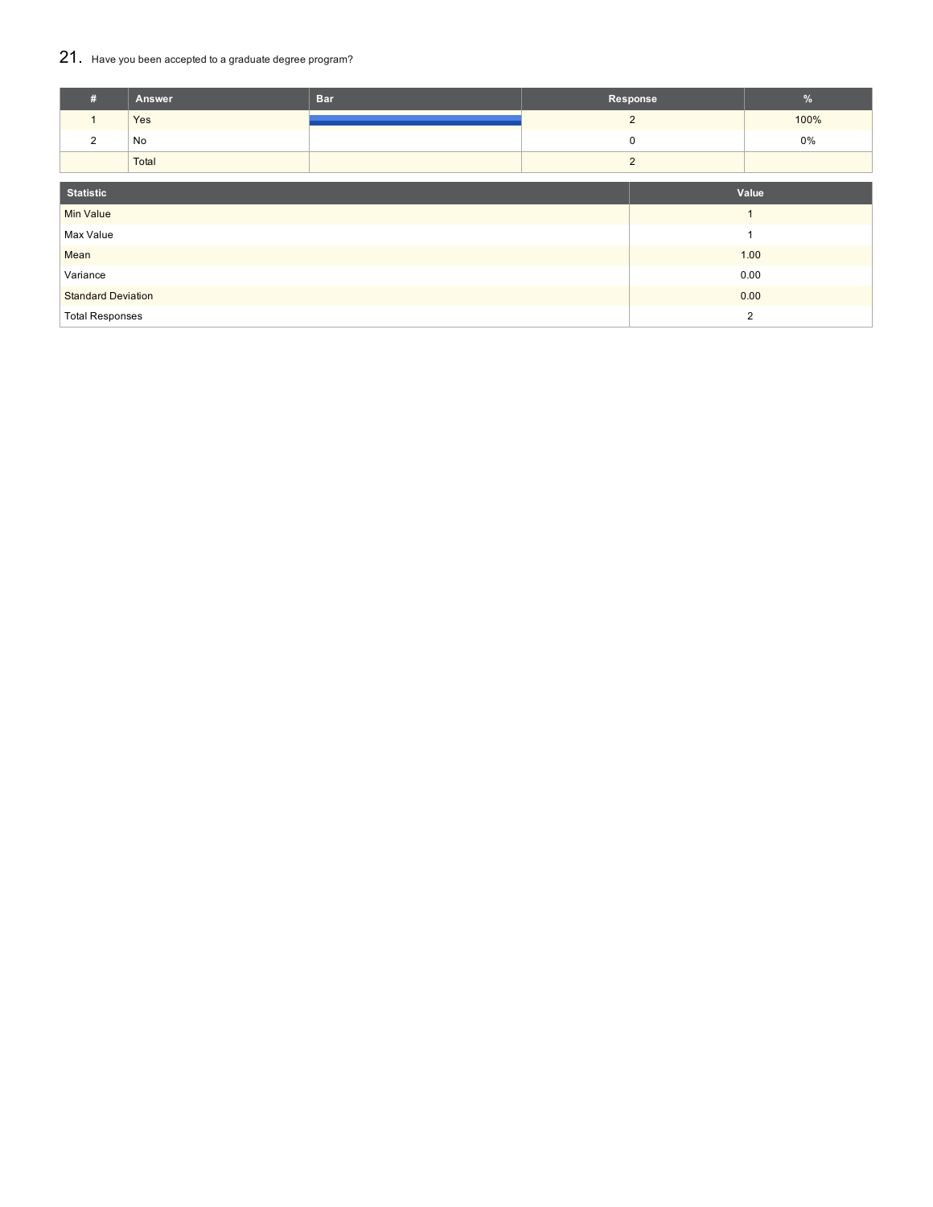## 21. Have you been accepted to a graduate degree program?

| # | Answer | Bar | Response | % |
|---|---|---|---|---|
| 1 | Yes | | 2 | 100% |
| 2 | No | | 0 | 0% |
| | Total | | 2 | |

| Statistic | Value |
|---|---|
| Min Value | 1 |
| Max Value | 1 |
| Mean | 1.00 |
| Variance | 0.00 |
| Standard Deviation | 0.00 |
| Total Responses | 2 |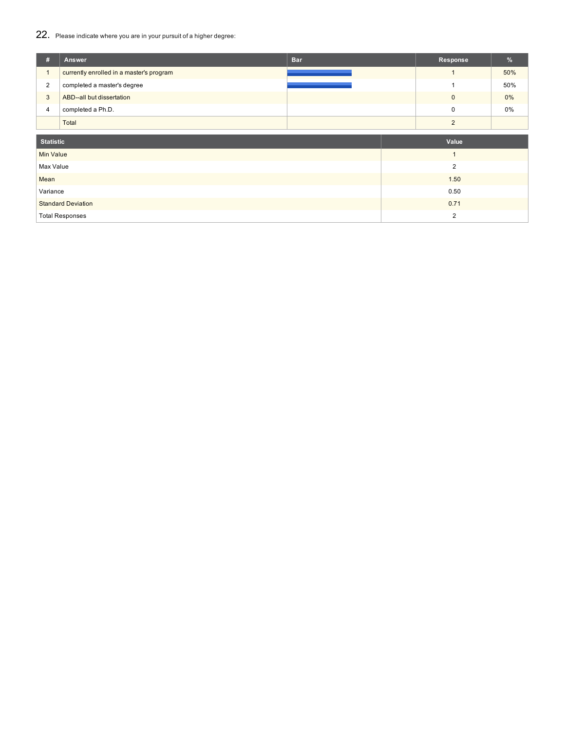## 22. Please indicate where you are in your pursuit of a higher degree:

| # | Answer | Bar | Response | % |
|---|---|---|---|---|
| 1 | currently enrolled in a master's program | | 1 | 50% |
| 2 | completed a master's degree | | 1 | 50% |
| 3 | ABD--all but dissertation | | 0 | 0% |
| 4 | completed a Ph.D. | | 0 | 0% |
| | Total | | 2 | |

| Statistic | Value |
|---|---|
| Min Value | 1 |
| Max Value | 2 |
| Mean | 1.50 |
| Variance | 0.50 |
| Standard Deviation | 0.71 |
| Total Responses | 2 |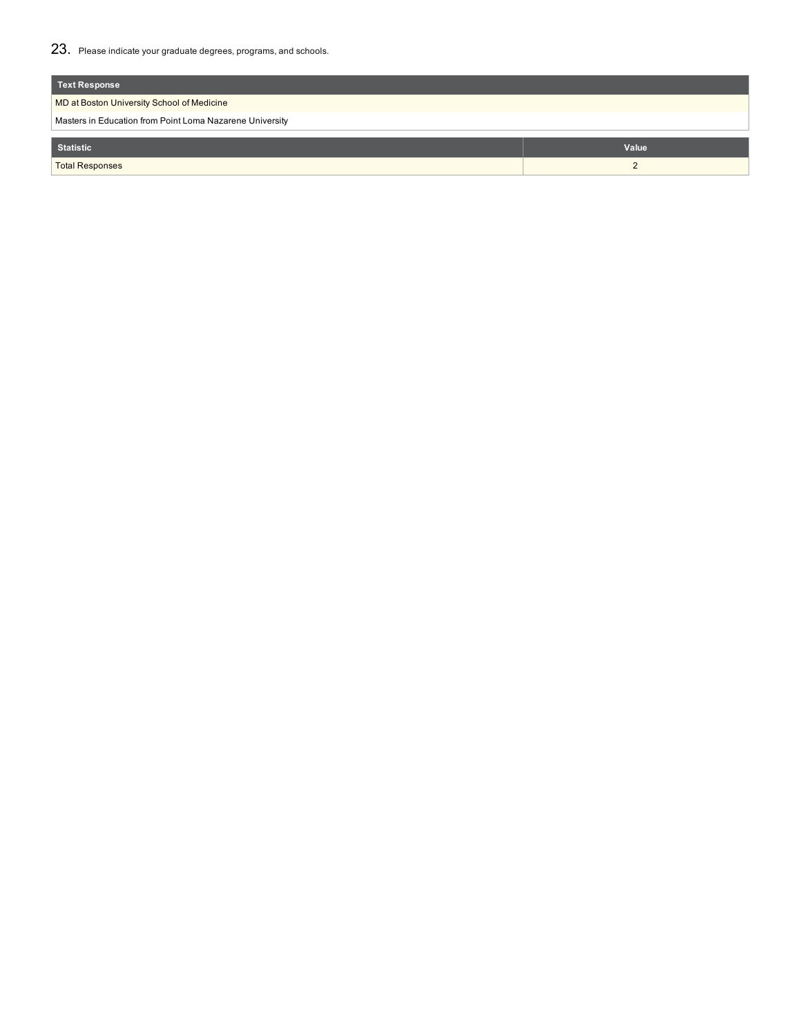23. Please indicate your graduate degrees, programs, and schools.

| Text Response |
| --- |
| MD at Boston University School of Medicine |
| Masters in Education from Point Loma Nazarene University |

| Statistic | Value |
| --- | --- |
| Total Responses | 2 |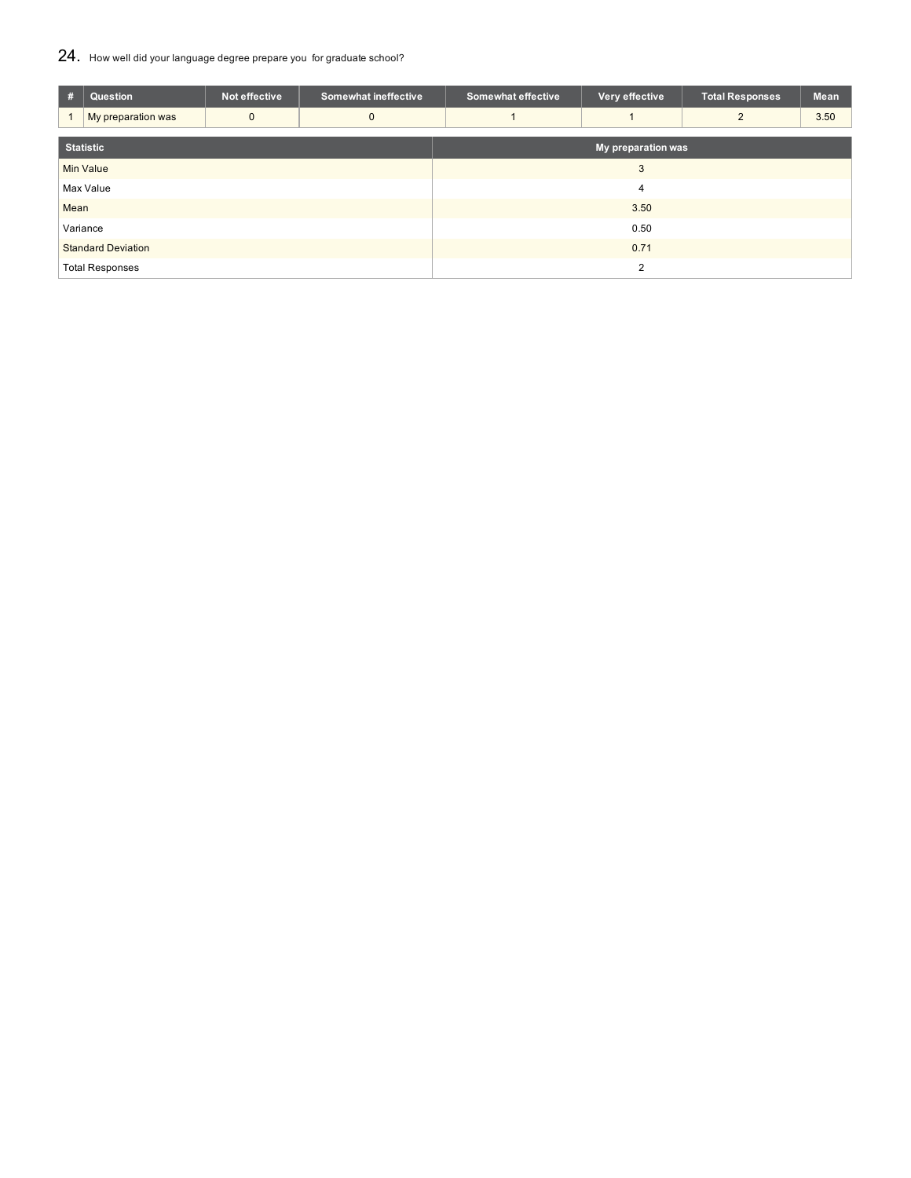## 24. How well did your language degree prepare you for graduate school?

| # | Question | Not effective | Somewhat ineffective | Somewhat effective | Very effective | Total Responses | Mean |
|---|---|---|---|---|---|---|---|
| 1 | My preparation was | 0 | 0 | 1 | 1 | 2 | 3.50 |

| Statistic | My preparation was |
|---|---|
| Min Value | 3 |
| Max Value | 4 |
| Mean | 3.50 |
| Variance | 0.50 |
| Standard Deviation | 0.71 |
| Total Responses | 2 |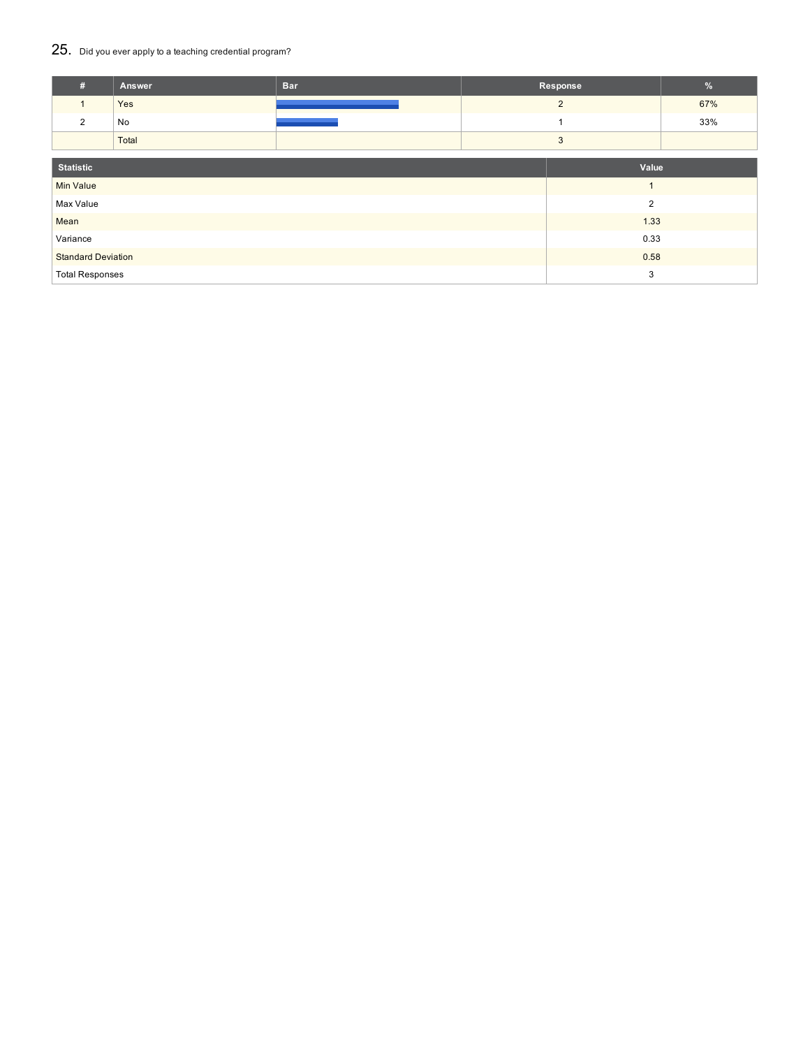## 25. Did you ever apply to a teaching credential program?

| # | Answer | Bar | Response | % |
|---|---|---|---|---|
| 1 | Yes | | 2 | 67% |
| 2 | No | | 1 | 33% |
| | Total | | 3 | |

| Statistic | Value |
|---|---|
| Min Value | 1 |
| Max Value | 2 |
| Mean | 1.33 |
| Variance | 0.33 |
| Standard Deviation | 0.58 |
| Total Responses | 3 |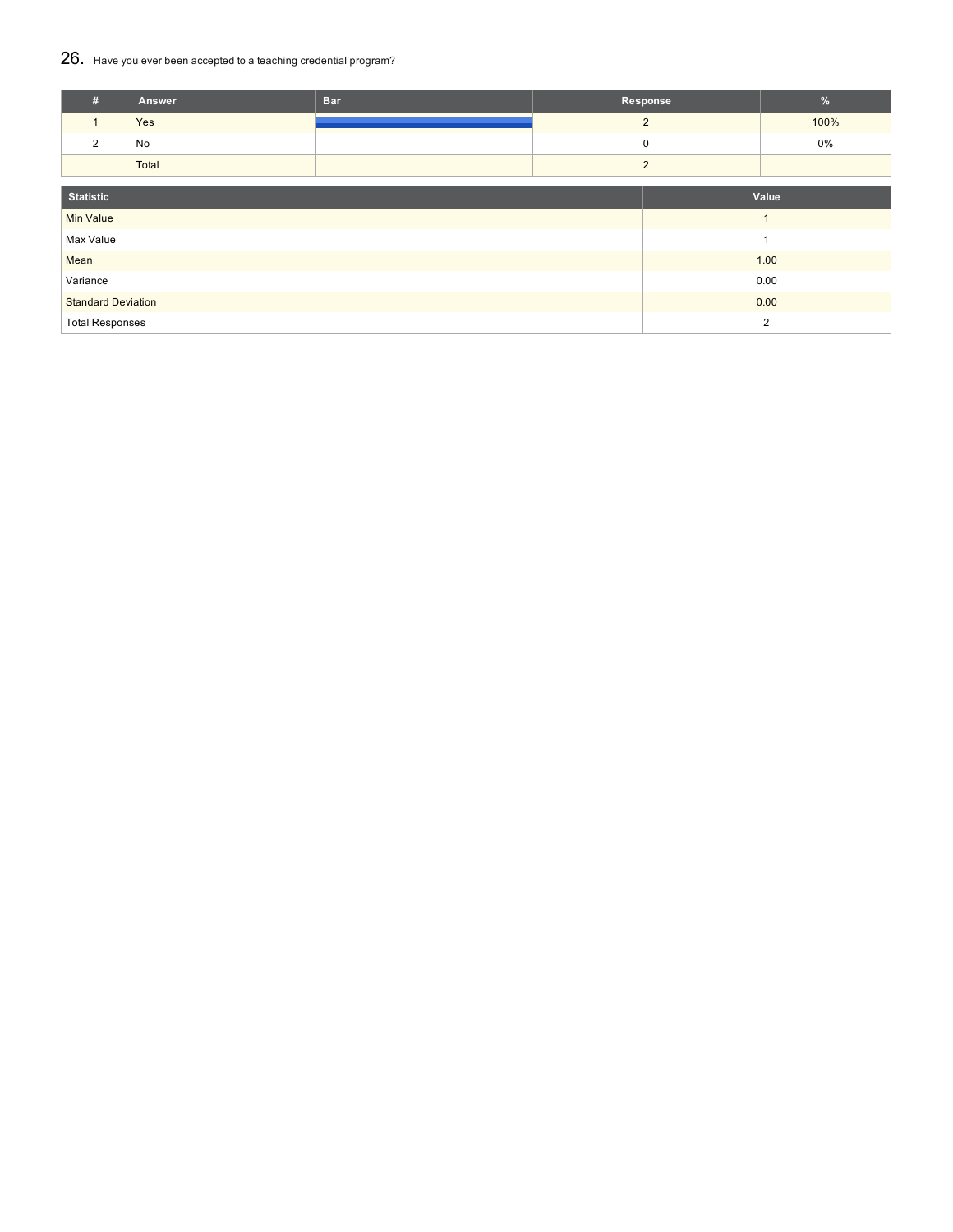## 26. Have you ever been accepted to a teaching credential program?

| # | Answer | Bar | Response | % |
|---|---|---|---|---|
| 1 | Yes | | 2 | 100% |
| 2 | No | | 0 | 0% |
| | Total | | 2 | |

| Statistic | Value |
|---|---|
| Min Value | 1 |
| Max Value | 1 |
| Mean | 1.00 |
| Variance | 0.00 |
| Standard Deviation | 0.00 |
| Total Responses | 2 |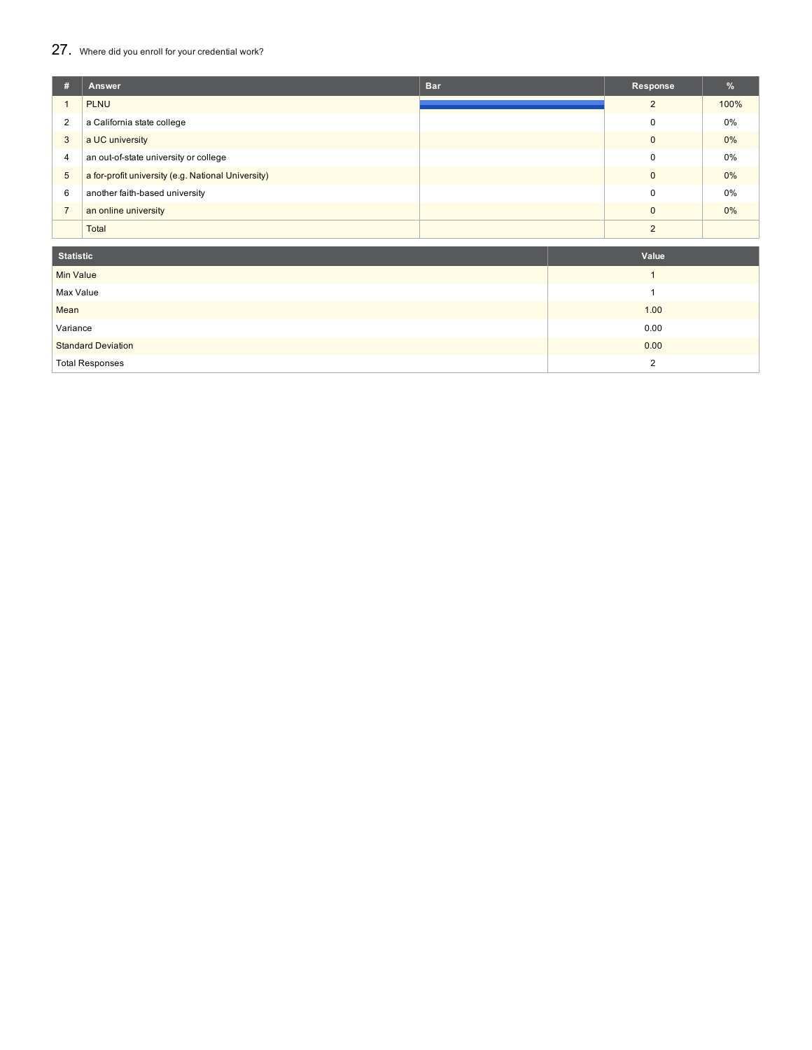## 27. Where did you enroll for your credential work?

| # | Answer | Bar | Response | % |
|---|---|---|---|---|
| 1 | PLNU | | 2 | 100% |
| 2 | a California state college | | 0 | 0% |
| 3 | a UC university | | 0 | 0% |
| 4 | an out-of-state university or college | | 0 | 0% |
| 5 | a for-profit university (e.g. National University) | | 0 | 0% |
| 6 | another faith-based university | | 0 | 0% |
| 7 | an online university | | 0 | 0% |
| | Total | | 2 | |

| Statistic | Value |
|---|---|
| Min Value | 1 |
| Max Value | 1 |
| Mean | 1.00 |
| Variance | 0.00 |
| Standard Deviation | 0.00 |
| Total Responses | 2 |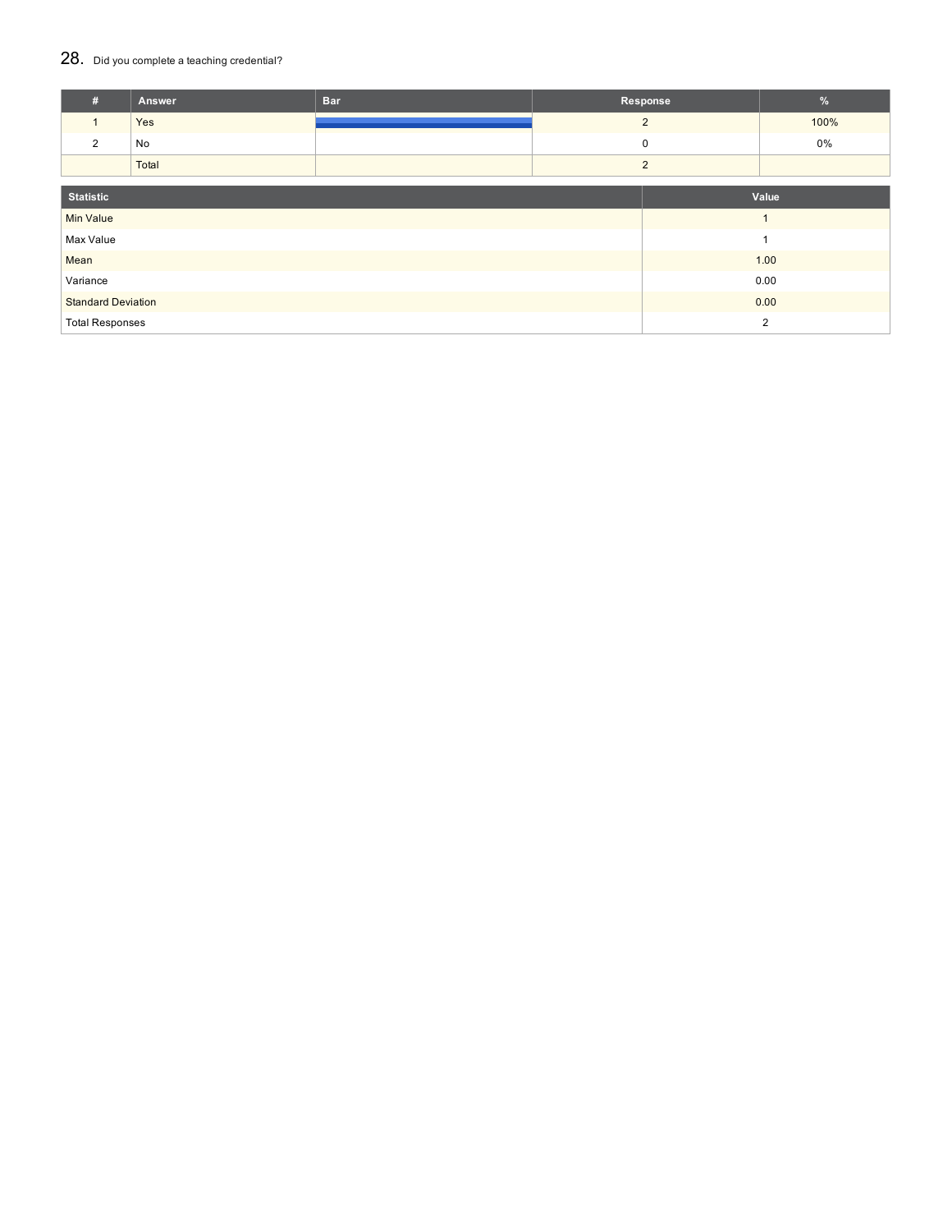## 28. Did you complete a teaching credential?

| # | Answer | Bar | Response | % |
|---|---|---|---|---|
| 1 | Yes | | 2 | 100% |
| 2 | No | | 0 | 0% |
| | Total | | 2 | |

| Statistic | Value |
|---|---|
| Min Value | 1 |
| Max Value | 1 |
| Mean | 1.00 |
| Variance | 0.00 |
| Standard Deviation | 0.00 |
| Total Responses | 2 |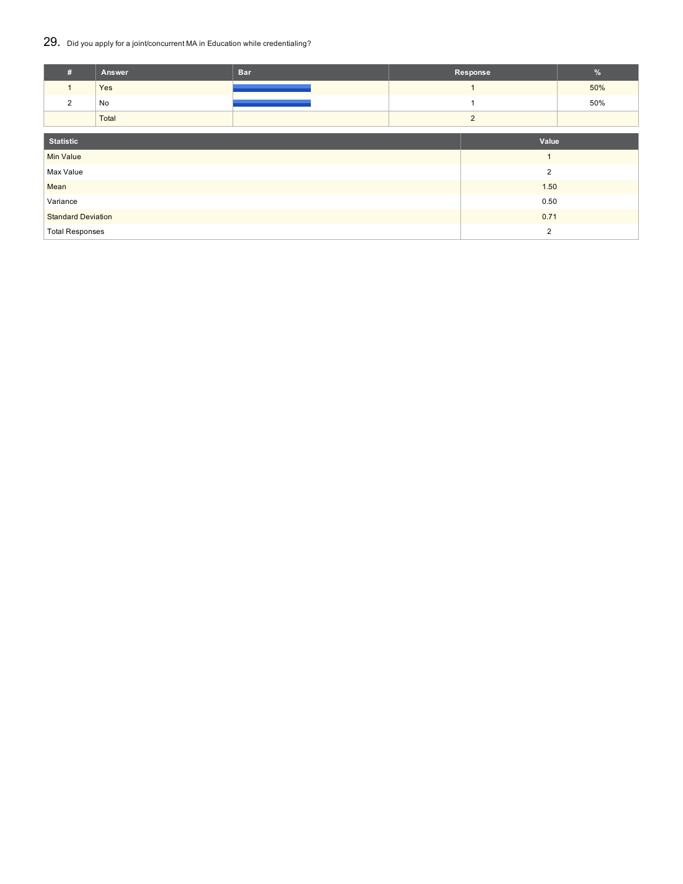## 29. Did you apply for a joint/concurrent MA in Education while credentialing?

| # | Answer | Bar | Response | % |
|---|---|---|---|---|
| 1 | Yes | | 1 | 50% |
| 2 | No | | 1 | 50% |
| | Total | | 2 | |

| Statistic | Value |
|---|---|
| Min Value | 1 |
| Max Value | 2 |
| Mean | 1.50 |
| Variance | 0.50 |
| Standard Deviation | 0.71 |
| Total Responses | 2 |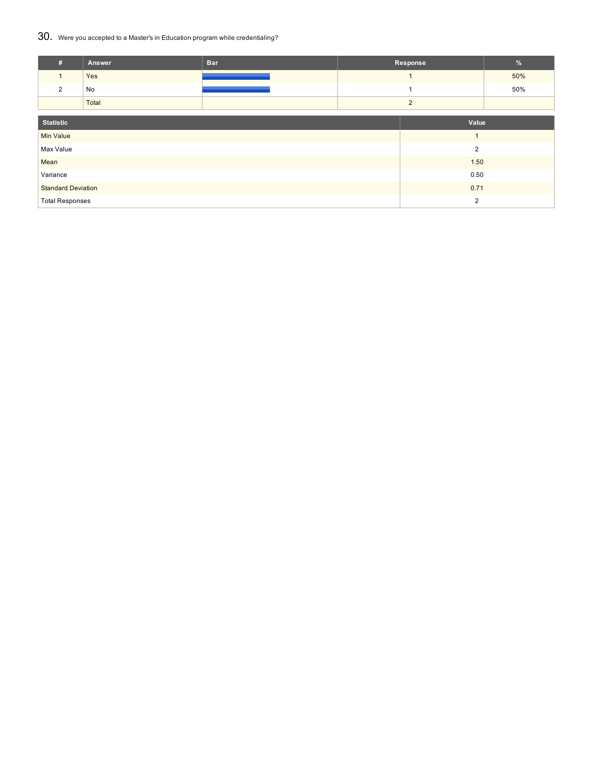## 30. Were you accepted to a Master's in Education program while credentialing?

| # | Answer | Bar | Response | % |
|---|---|---|---|---|
| 1 | Yes | | 1 | 50% |
| 2 | No | | 1 | 50% |
| | Total | | 2 | |

| Statistic | Value |
|---|---|
| Min Value | 1 |
| Max Value | 2 |
| Mean | 1.50 |
| Variance | 0.50 |
| Standard Deviation | 0.71 |
| Total Responses | 2 |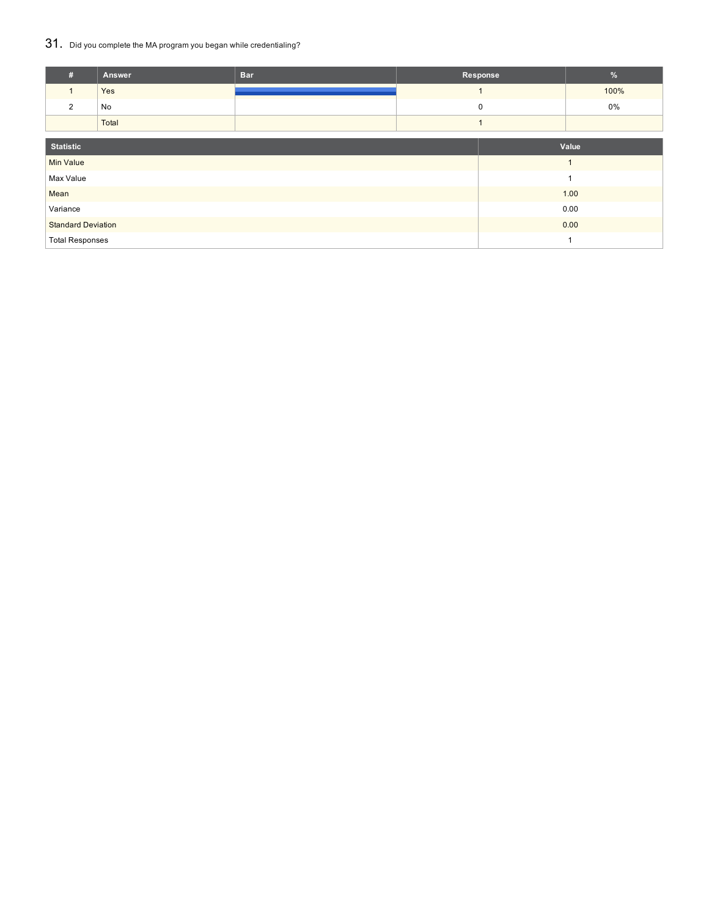## 31. Did you complete the MA program you began while credentialing?

| # | Answer | Bar | Response | % |
|---|---|---|---|---|
| 1 | Yes | | 1 | 100% |
| 2 | No | | 0 | 0% |
| | Total | | 1 | |

| Statistic | Value |
|---|---|
| Min Value | 1 |
| Max Value | 1 |
| Mean | 1.00 |
| Variance | 0.00 |
| Standard Deviation | 0.00 |
| Total Responses | 1 |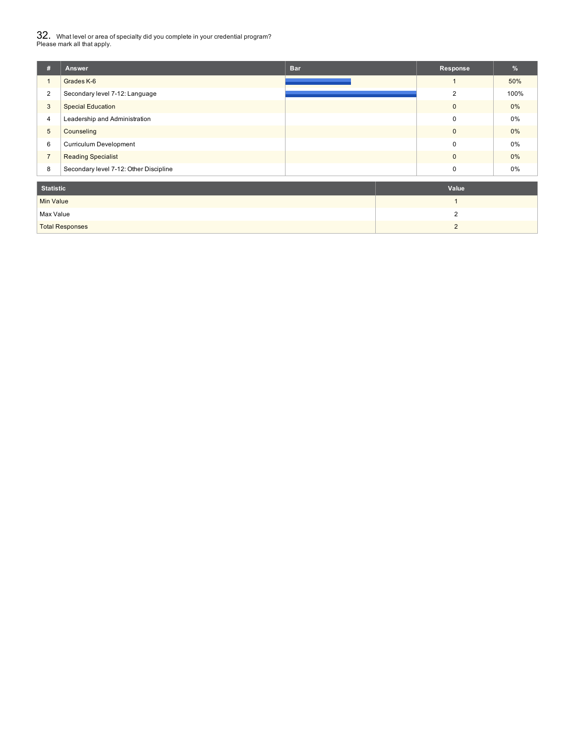## 32. What level or area of specialty did you complete in your credential program? Please mark all that apply.

| # | Answer | Bar | Response | % |
|---|---|---|---|---|
| 1 | Grades K-6 | | 1 | 50% |
| 2 | Secondary level 7-12: Language | | 2 | 100% |
| 3 | Special Education | | 0 | 0% |
| 4 | Leadership and Administration | | 0 | 0% |
| 5 | Counseling | | 0 | 0% |
| 6 | Curriculum Development | | 0 | 0% |
| 7 | Reading Specialist | | 0 | 0% |
| 8 | Secondary level 7-12: Other Discipline | | 0 | 0% |

| Statistic | Value |
|---|---|
| Min Value | 1 |
| Max Value | 2 |
| Total Responses | 2 |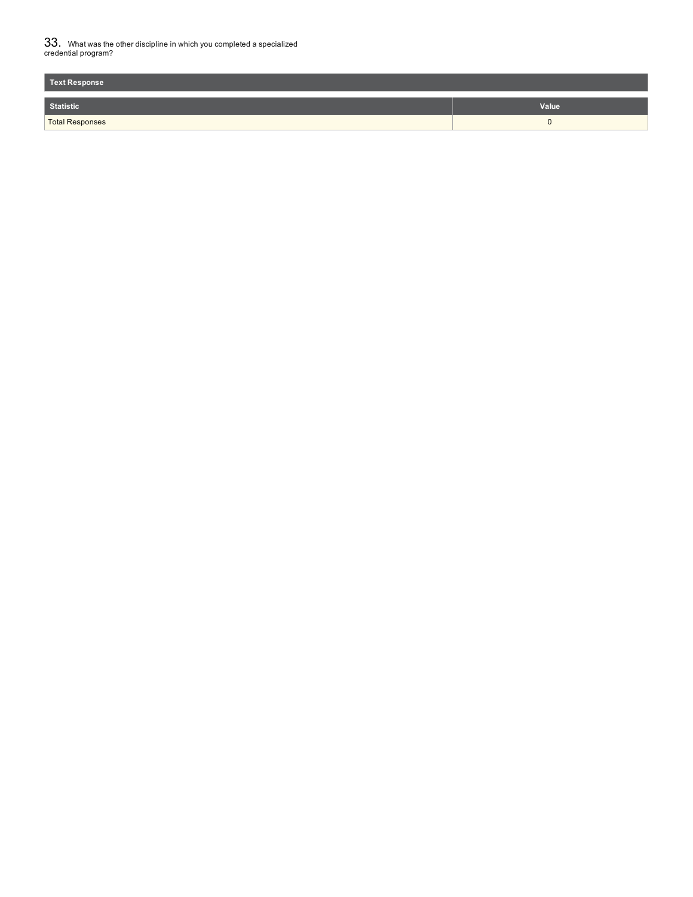33. What was the other discipline in which you completed a specialized credential program?

**Text Response**

| Statistic | Value |
| --- | --- |
| Total Responses | 0 |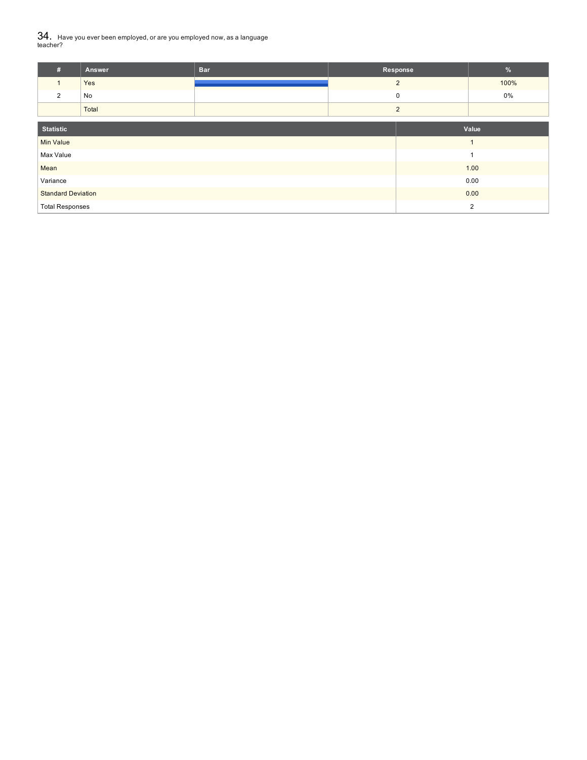## 34. Have you ever been employed, or are you employed now, as a language teacher?

| # | Answer | Bar | Response | % |
|---|---|---|---|---|
| 1 | Yes | | 2 | 100% |
| 2 | No | | 0 | 0% |
| | Total | | 2 | |

| Statistic | Value |
|---|---|
| Min Value | 1 |
| Max Value | 1 |
| Mean | 1.00 |
| Variance | 0.00 |
| Standard Deviation | 0.00 |
| Total Responses | 2 |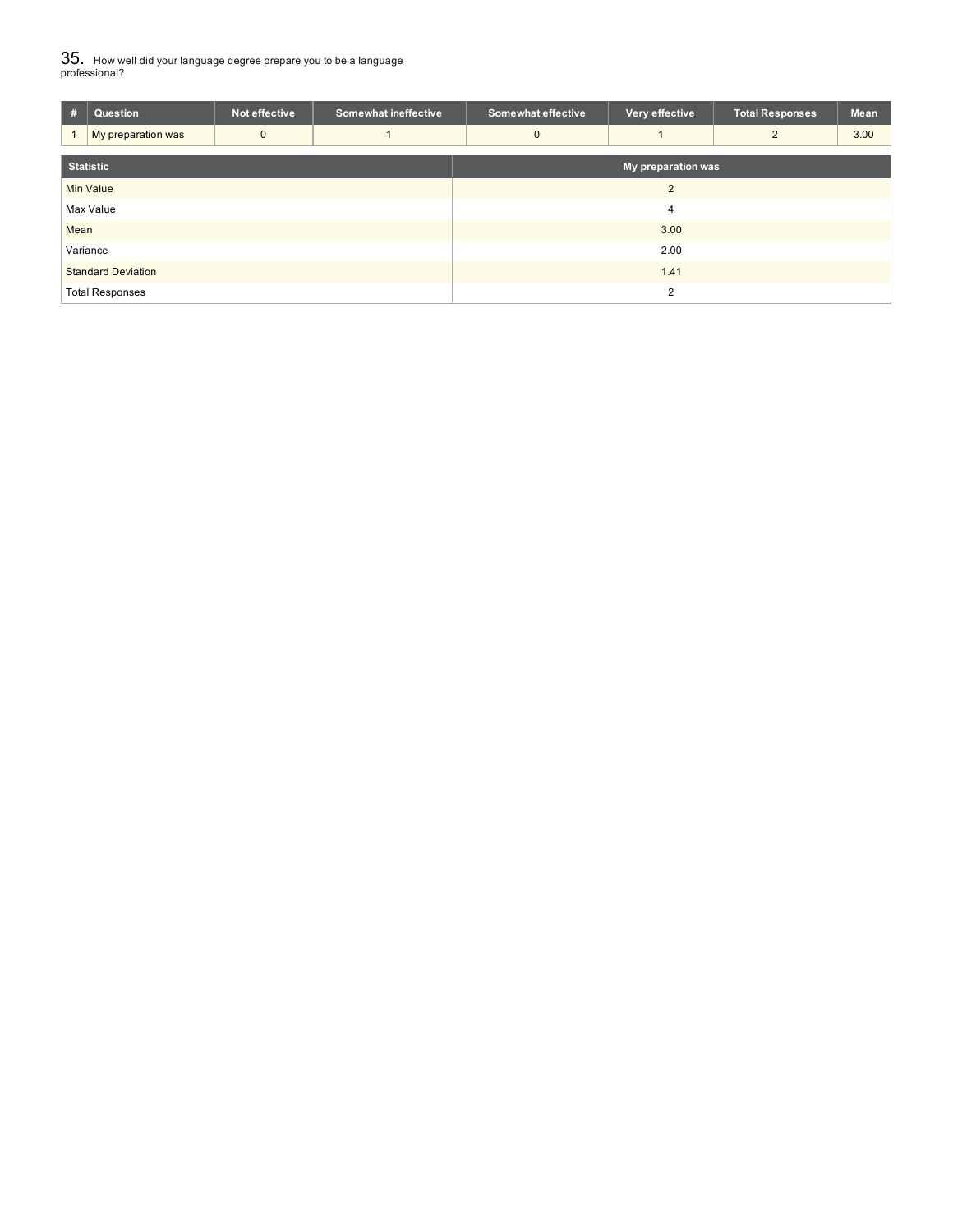## 35. How well did your language degree prepare you to be a language professional?

| # | Question | Not effective | Somewhat ineffective | Somewhat effective | Very effective | Total Responses | Mean |
|---|---|---|---|---|---|---|---|
| 1 | My preparation was | 0 | 1 | 0 | 1 | 2 | 3.00 |

| Statistic | My preparation was |
|---|---|
| Min Value | 2 |
| Max Value | 4 |
| Mean | 3.00 |
| Variance | 2.00 |
| Standard Deviation | 1.41 |
| Total Responses | 2 |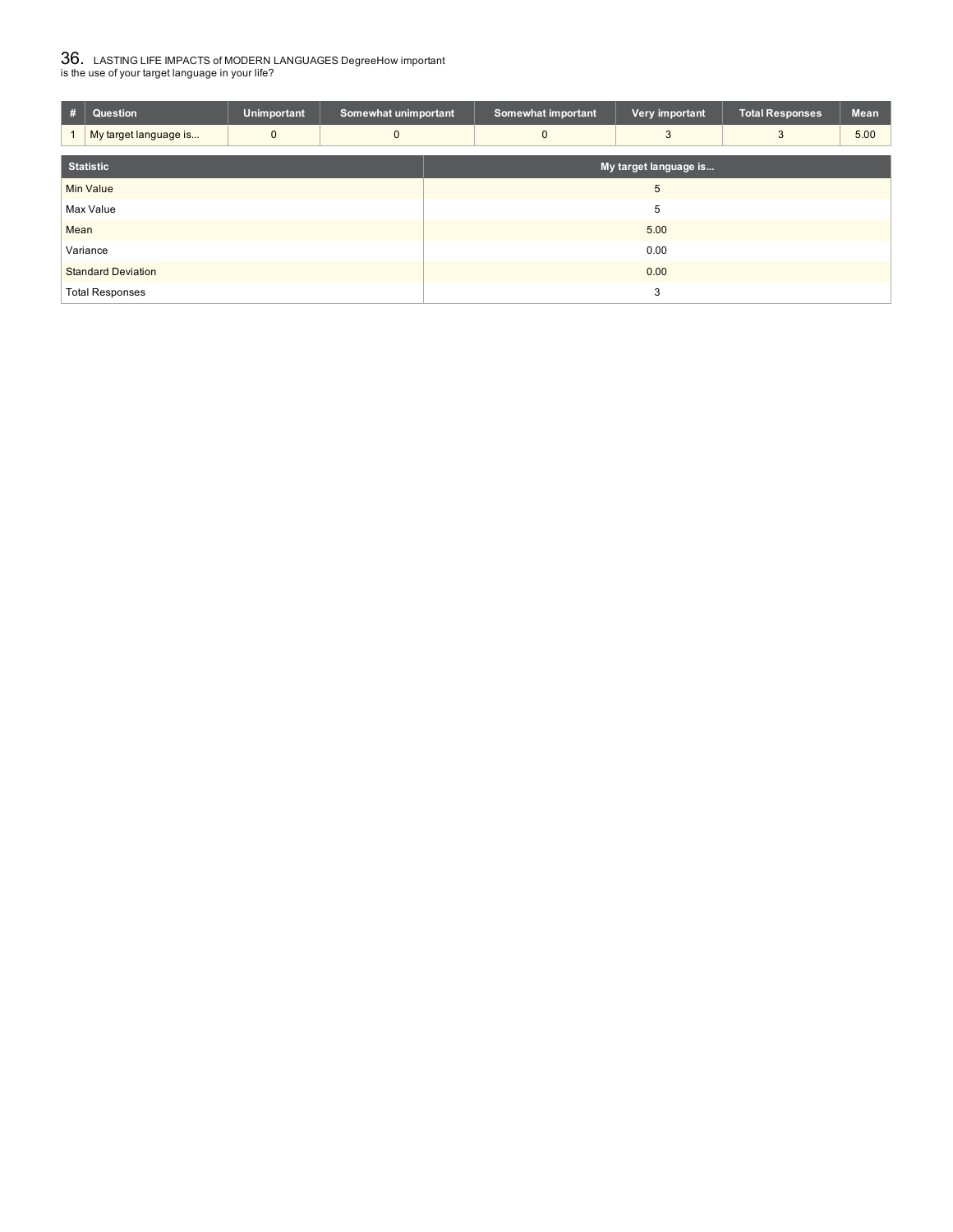## 36. LASTING LIFE IMPACTS of MODERN LANGUAGES DegreeHow important is the use of your target language in your life?

| # | Question | Unimportant | Somewhat unimportant | Somewhat important | Very important | Total Responses | Mean |
|---|---|---|---|---|---|---|---|
| 1 | My target language is... | 0 | 0 | 0 | 3 | 3 | 5.00 |

| Statistic | My target language is... |
|---|---|
| Min Value | 5 |
| Max Value | 5 |
| Mean | 5.00 |
| Variance | 0.00 |
| Standard Deviation | 0.00 |
| Total Responses | 3 |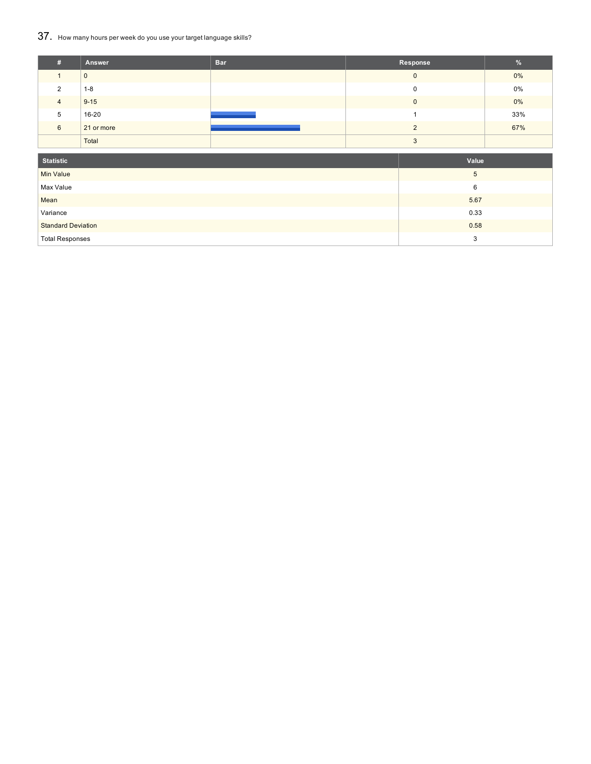## 37. How many hours per week do you use your target language skills?

| # | Answer | Bar | Response | % |
|---|---|---|---|---|
| 1 | 0 | | 0 | 0% |
| 2 | 1-8 | | 0 | 0% |
| 4 | 9-15 | | 0 | 0% |
| 5 | 16-20 | | 1 | 33% |
| 6 | 21 or more | | 2 | 67% |
| | Total | | 3 | |

| Statistic | Value |
|---|---|
| Min Value | 5 |
| Max Value | 6 |
| Mean | 5.67 |
| Variance | 0.33 |
| Standard Deviation | 0.58 |
| Total Responses | 3 |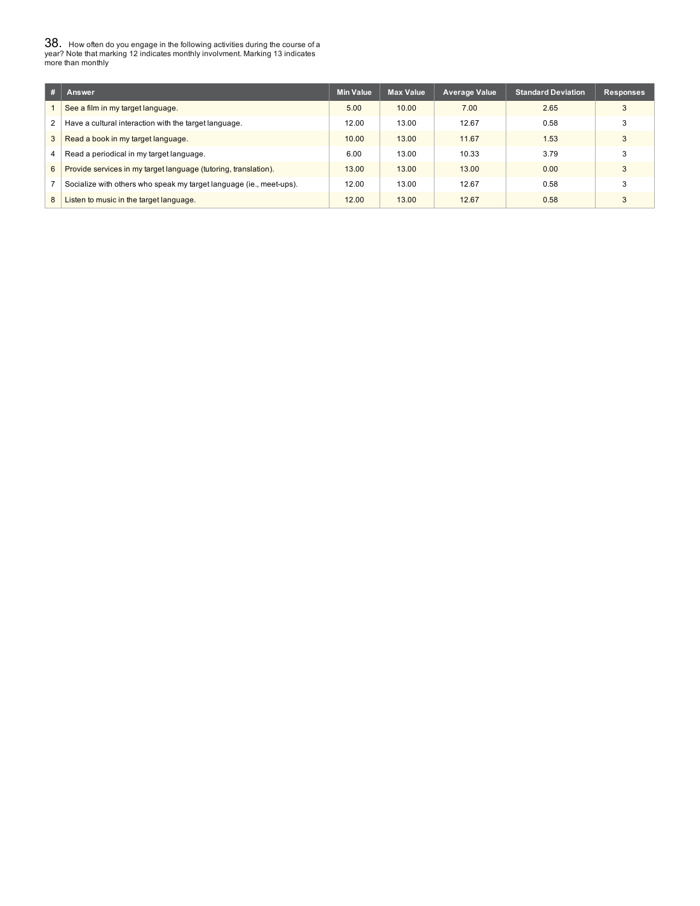38. How often do you engage in the following activities during the course of a year? Note that marking 12 indicates monthly involvment. Marking 13 indicates more than monthly

| # | Answer | Min Value | Max Value | Average Value | Standard Deviation | Responses |
|---|---|---|---|---|---|---|
| 1 | See a film in my target language. | 5.00 | 10.00 | 7.00 | 2.65 | 3 |
| 2 | Have a cultural interaction with the target language. | 12.00 | 13.00 | 12.67 | 0.58 | 3 |
| 3 | Read a book in my target language. | 10.00 | 13.00 | 11.67 | 1.53 | 3 |
| 4 | Read a periodical in my target language. | 6.00 | 13.00 | 10.33 | 3.79 | 3 |
| 6 | Provide services in my target language (tutoring, translation). | 13.00 | 13.00 | 13.00 | 0.00 | 3 |
| 7 | Socialize with others who speak my target language (ie., meet-ups). | 12.00 | 13.00 | 12.67 | 0.58 | 3 |
| 8 | Listen to music in the target language. | 12.00 | 13.00 | 12.67 | 0.58 | 3 |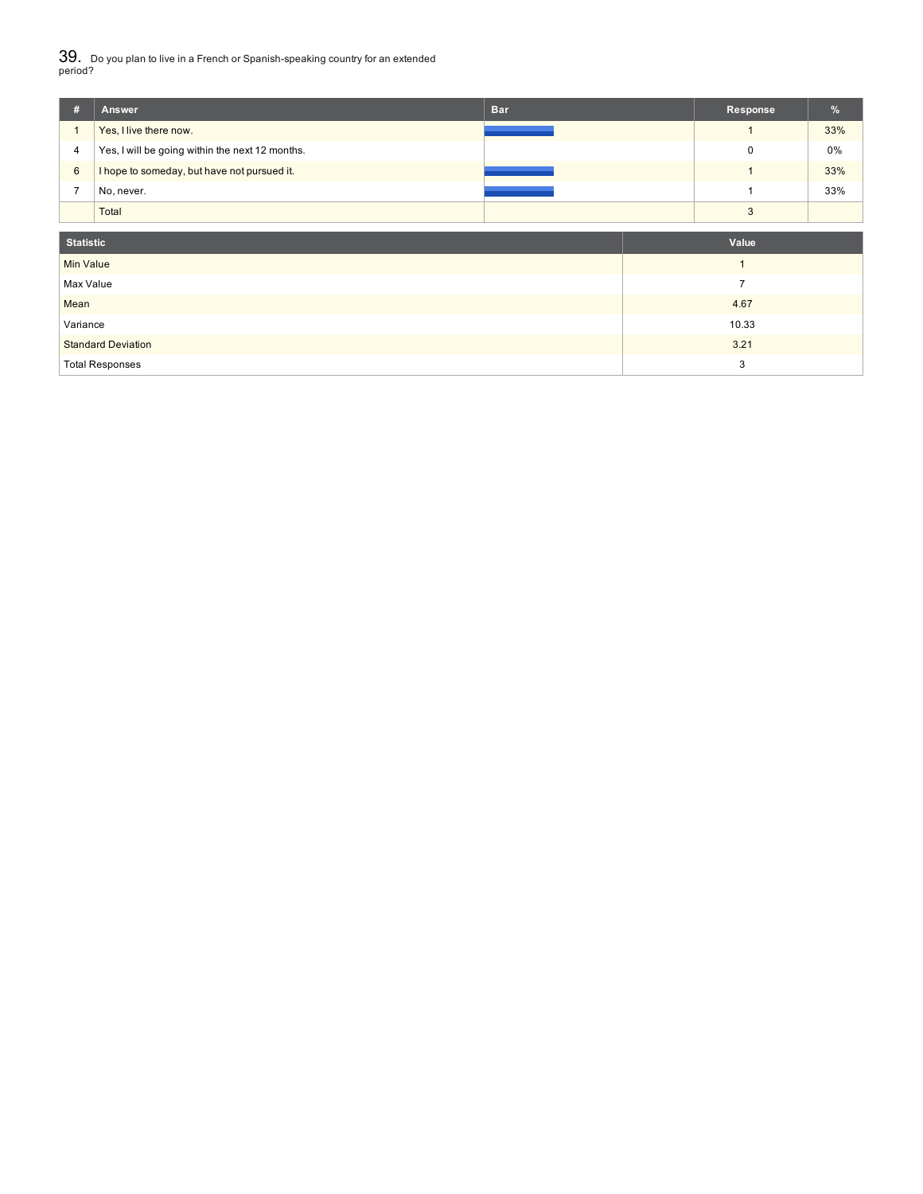## 39. Do you plan to live in a French or Spanish-speaking country for an extended period?

| # | Answer | Bar | Response | % |
|---|---|---|---|---|
| 1 | Yes, I live there now. | | 1 | 33% |
| 4 | Yes, I will be going within the next 12 months. | | 0 | 0% |
| 6 | I hope to someday, but have not pursued it. | | 1 | 33% |
| 7 | No, never. | | 1 | 33% |
| | Total | | 3 | |

| Statistic | Value |
|---|---|
| Min Value | 1 |
| Max Value | 7 |
| Mean | 4.67 |
| Variance | 10.33 |
| Standard Deviation | 3.21 |
| Total Responses | 3 |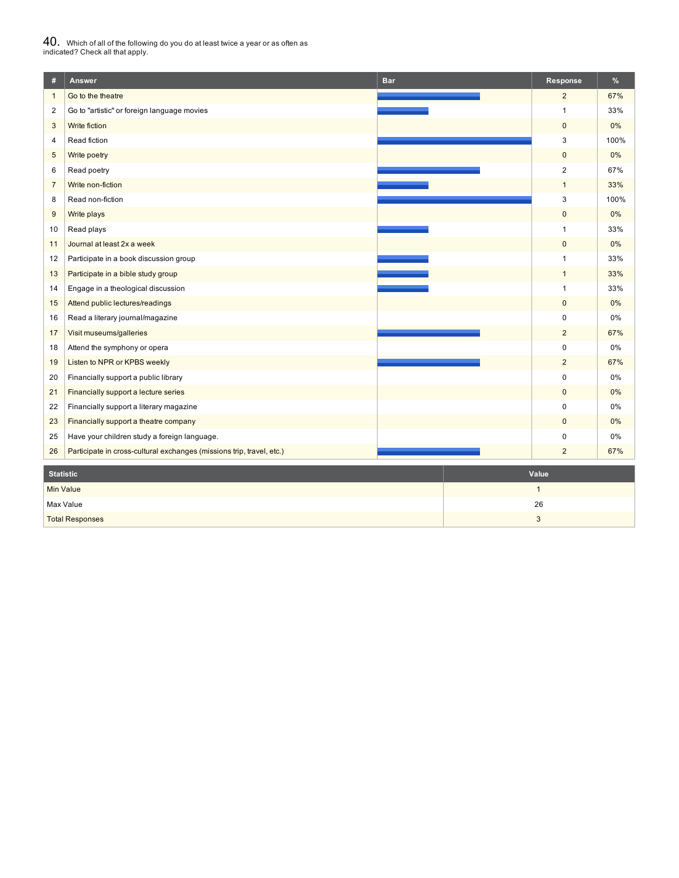## 40. Which of all of the following do you do at least twice a year or as often as indicated? Check all that apply.

| # | Answer | Bar | Response | % |
|---|---|---|---|---|
| 1 | Go to the theatre | | 2 | 67% |
| 2 | Go to "artistic" or foreign language movies | | 1 | 33% |
| 3 | Write fiction | | 0 | 0% |
| 4 | Read fiction | | 3 | 100% |
| 5 | Write poetry | | 0 | 0% |
| 6 | Read poetry | | 2 | 67% |
| 7 | Write non-fiction | | 1 | 33% |
| 8 | Read non-fiction | | 3 | 100% |
| 9 | Write plays | | 0 | 0% |
| 10 | Read plays | | 1 | 33% |
| 11 | Journal at least 2x a week | | 0 | 0% |
| 12 | Participate in a book discussion group | | 1 | 33% |
| 13 | Participate in a bible study group | | 1 | 33% |
| 14 | Engage in a theological discussion | | 1 | 33% |
| 15 | Attend public lectures/readings | | 0 | 0% |
| 16 | Read a literary journal/magazine | | 0 | 0% |
| 17 | Visit museums/galleries | | 2 | 67% |
| 18 | Attend the symphony or opera | | 0 | 0% |
| 19 | Listen to NPR or KPBS weekly | | 2 | 67% |
| 20 | Financially support a public library | | 0 | 0% |
| 21 | Financially support a lecture series | | 0 | 0% |
| 22 | Financially support a literary magazine | | 0 | 0% |
| 23 | Financially support a theatre company | | 0 | 0% |
| 25 | Have your children study a foreign language. | | 0 | 0% |
| 26 | Participate in cross-cultural exchanges (missions trip, travel, etc.) | | 2 | 67% |

| Statistic | Value |
|---|---|
| Min Value | 1 |
| Max Value | 26 |
| Total Responses | 3 |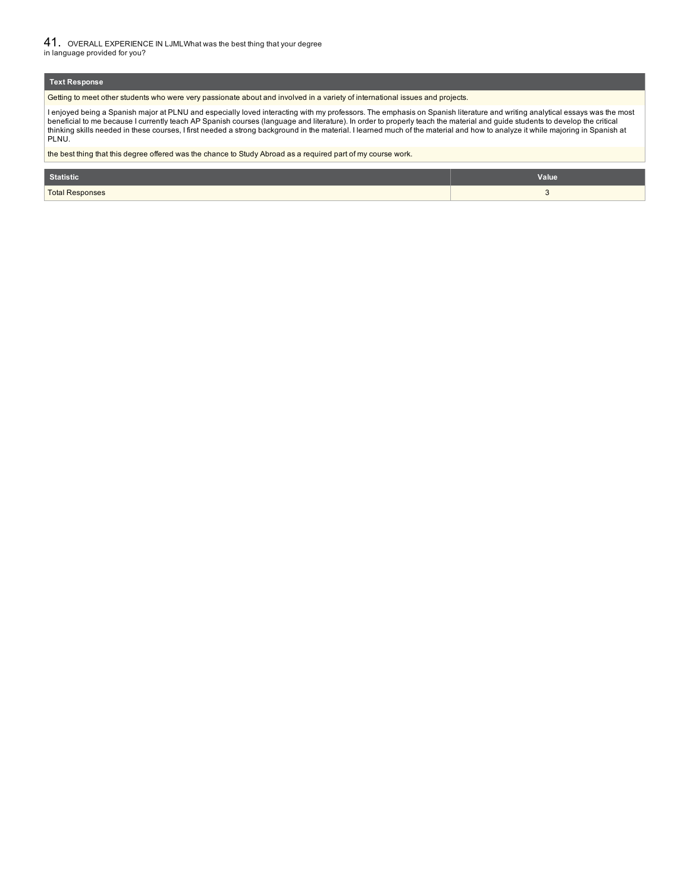## 41. OVERALL EXPERIENCE IN LJMLWhat was the best thing that your degree in language provided for you?

| Text Response |
| --- |
| Getting to meet other students who were very passionate about and involved in a variety of international issues and projects. |
| I enjoyed being a Spanish major at PLNU and especially loved interacting with my professors. The emphasis on Spanish literature and writing analytical essays was the most beneficial to me because I currently teach AP Spanish courses (language and literature). In order to properly teach the material and guide students to develop the critical thinking skills needed in these courses, I first needed a strong background in the material. I learned much of the material and how to analyze it while majoring in Spanish at PLNU. |
| the best thing that this degree offered was the chance to Study Abroad as a required part of my course work. |

| Statistic | Value |
| --- | --- |
| Total Responses | 3 |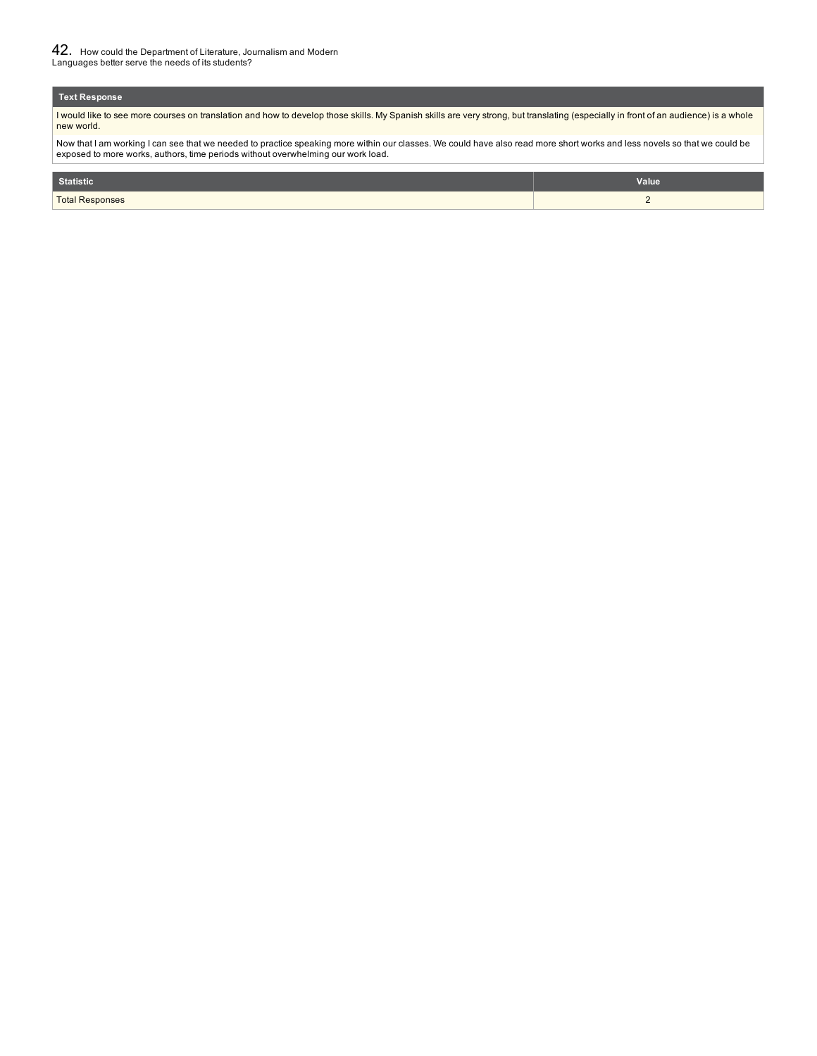## 42. How could the Department of Literature, Journalism and Modern Languages better serve the needs of its students?

| Text Response |
|---|
| I would like to see more courses on translation and how to develop those skills. My Spanish skills are very strong, but translating (especially in front of an audience) is a whole new world. |
| Now that I am working I can see that we needed to practice speaking more within our classes. We could have also read more short works and less novels so that we could be exposed to more works, authors, time periods without overwhelming our work load. |

| Statistic | Value |
|---|---|
| Total Responses | 2 |